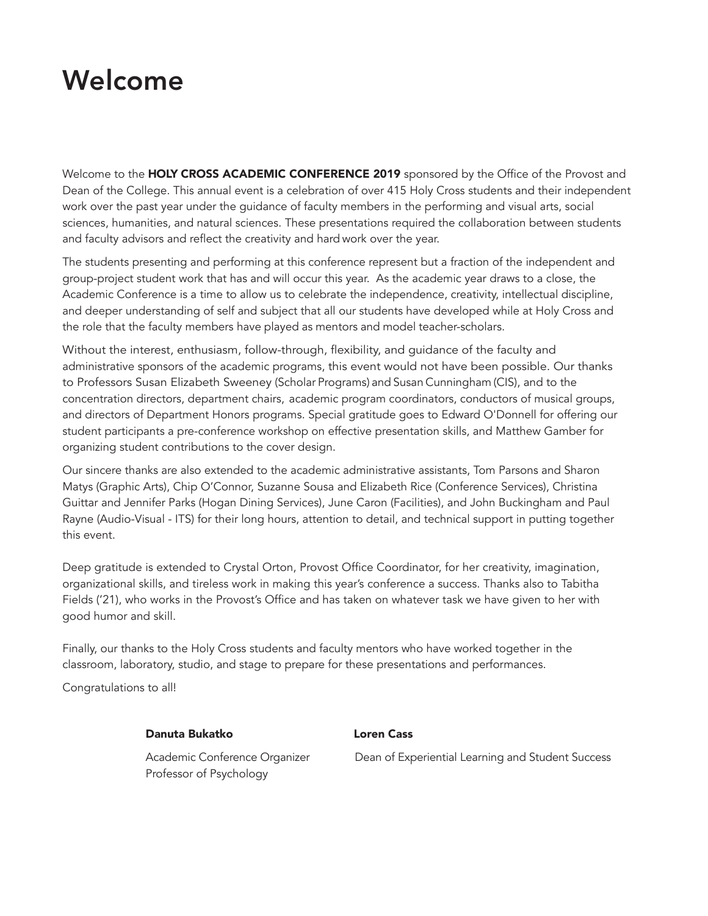# Welcome

Welcome to the **HOLY CROSS ACADEMIC CONFERENCE 2019** sponsored by the Office of the Provost and Dean of the College. This annual event is a celebration of over 415 Holy Cross students and their independent work over the past year under the guidance of faculty members in the performing and visual arts, social sciences, humanities, and natural sciences. These presentations required the collaboration between students and faculty advisors and reflect the creativity and hard work over the year.

The students presenting and performing at this conference represent but a fraction of the independent and group-project student work that has and will occur this year. As the academic year draws to a close, the Academic Conference is a time to allow us to celebrate the independence, creativity, intellectual discipline, and deeper understanding of self and subject that all our students have developed while at Holy Cross and the role that the faculty members have played as mentors and model teacher-scholars.

Without the interest, enthusiasm, follow-through, flexibility, and guidance of the faculty and administrative sponsors of the academic programs, this event would not have been possible. Our thanks to Professors Susan Elizabeth Sweeney (Scholar Programs) and Susan Cunningham (CIS), and to the concentration directors, department chairs, academic program coordinators, conductors of musical groups, and directors of Department Honors programs. Special gratitude goes to Edward O'Donnell for offering our student participants a pre-conference workshop on effective presentation skills, and Matthew Gamber for organizing student contributions to the cover design.

Our sincere thanks are also extended to the academic administrative assistants, Tom Parsons and Sharon Matys (Graphic Arts), Chip O'Connor, Suzanne Sousa and Elizabeth Rice (Conference Services), Christina Guittar and Jennifer Parks (Hogan Dining Services), June Caron (Facilities), and John Buckingham and Paul Rayne (Audio-Visual - ITS) for their long hours, attention to detail, and technical support in putting together this event.

Deep gratitude is extended to Crystal Orton, Provost Office Coordinator, for her creativity, imagination, organizational skills, and tireless work in making this year's conference a success. Thanks also to Tabitha Fields ('21), who works in the Provost's Office and has taken on whatever task we have given to her with good humor and skill.

Finally, our thanks to the Holy Cross students and faculty mentors who have worked together in the classroom, laboratory, studio, and stage to prepare for these presentations and performances.

Congratulations to all!

**Danuta Bukatko**
Academic Conference Organizer
Professor of Psychology

**Loren Cass**
Dean of Experiential Learning and Student Success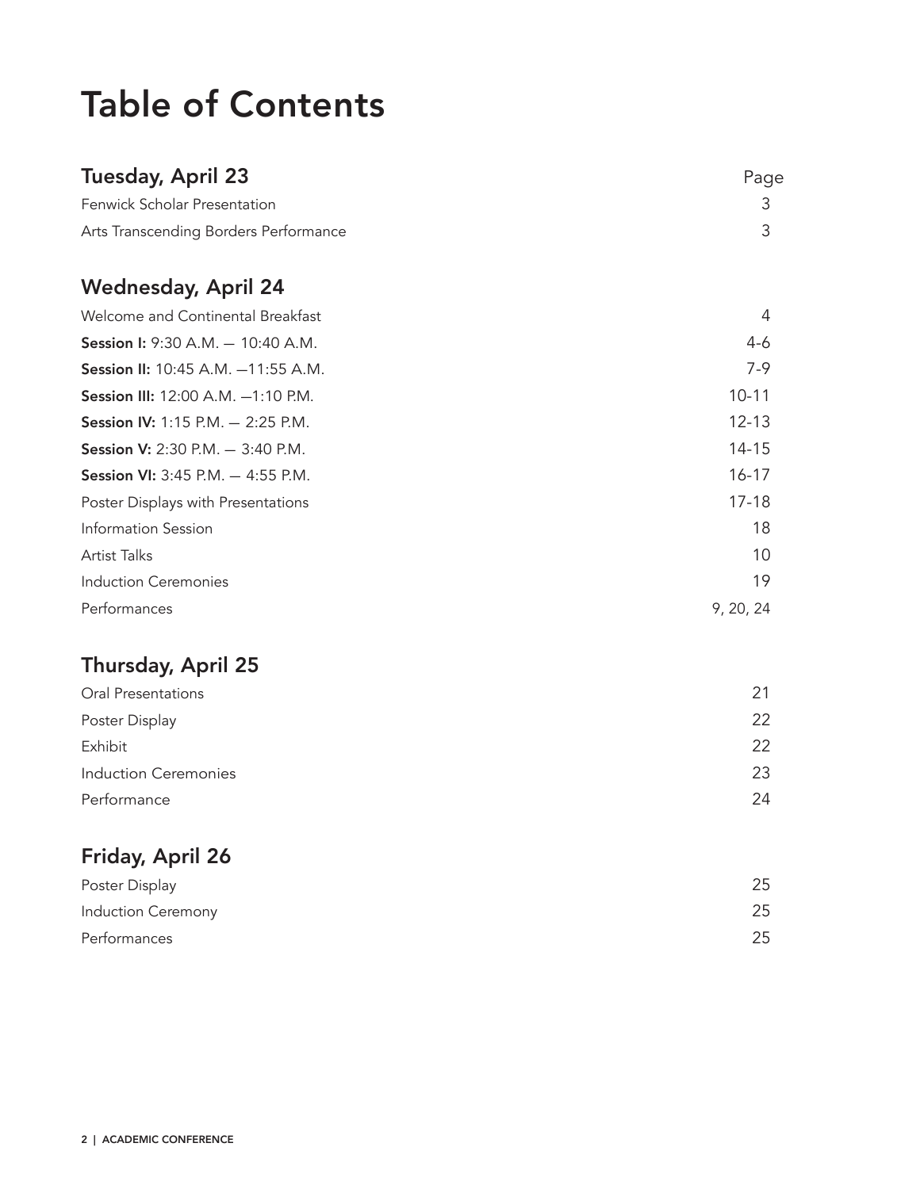# Table of Contents

| Tuesday, April 23 | Page |
|---|---|
| Fenwick Scholar Presentation | 3 |
| Arts Transcending Borders Performance | 3 |

| Wednesday, April 24 | |
|---|---|
| Welcome and Continental Breakfast | 4 |
| **Session I:** 9:30 A.M. — 10:40 A.M. | 4-6 |
| **Session II:** 10:45 A.M. —11:55 A.M. | 7-9 |
| **Session III:** 12:00 A.M. —1:10 P.M. | 10-11 |
| **Session IV:** 1:15 P.M. — 2:25 P.M. | 12-13 |
| **Session V:** 2:30 P.M. — 3:40 P.M. | 14-15 |
| **Session VI:** 3:45 P.M. — 4:55 P.M. | 16-17 |
| Poster Displays with Presentations | 17-18 |
| Information Session | 18 |
| Artist Talks | 10 |
| Induction Ceremonies | 19 |
| Performances | 9, 20, 24 |

| Thursday, April 25 | |
|---|---|
| Oral Presentations | 21 |
| Poster Display | 22 |
| Exhibit | 22 |
| Induction Ceremonies | 23 |
| Performance | 24 |

| Friday, April 26 | |
|---|---|
| Poster Display | 25 |
| Induction Ceremony | 25 |
| Performances | 25 |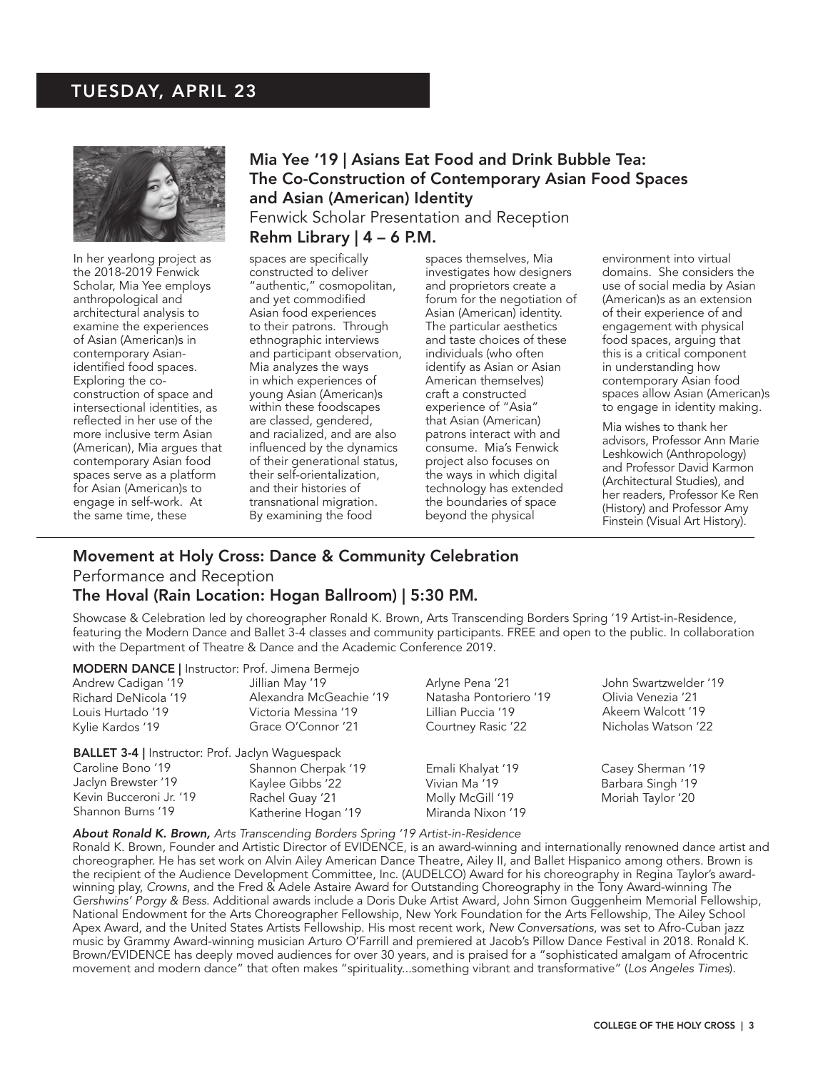## TUESDAY, APRIL 23

### Mia Yee '19 | Asians Eat Food and Drink Bubble Tea: The Co-Construction of Contemporary Asian Food Spaces and Asian (American) Identity

Fenwick Scholar Presentation and Reception

**Rehm Library | 4 – 6 P.M.**

In her yearlong project as the 2018-2019 Fenwick Scholar, Mia Yee employs anthropological and architectural analysis to examine the experiences of Asian (American)s in contemporary Asian-identified food spaces. Exploring the co-construction of space and intersectional identities, as reflected in her use of the more inclusive term Asian (American), Mia argues that contemporary Asian food spaces serve as a platform for Asian (American)s to engage in self-work. At the same time, these spaces are specifically constructed to deliver "authentic," cosmopolitan, and yet commodified Asian food experiences to their patrons. Through ethnographic interviews and participant observation, Mia analyzes the ways in which experiences of young Asian (American)s within these foodscapes are classed, gendered, and racialized, and are also influenced by the dynamics of their generational status, their self-orientalization, and their histories of transnational migration. By examining the food spaces themselves, Mia investigates how designers and proprietors create a forum for the negotiation of Asian (American) identity. The particular aesthetics and taste choices of these individuals (who often identify as Asian or Asian American themselves) craft a constructed experience of "Asia" that Asian (American) patrons interact with and consume. Mia's Fenwick project also focuses on the ways in which digital technology has extended the boundaries of space beyond the physical environment into virtual domains. She considers the use of social media by Asian (American)s as an extension of their experience of and engagement with physical food spaces, arguing that this is a critical component in understanding how contemporary Asian food spaces allow Asian (American)s to engage in identity making.

Mia wishes to thank her advisors, Professor Ann Marie Leshkowich (Anthropology) and Professor David Karmon (Architectural Studies), and her readers, Professor Ke Ren (History) and Professor Amy Finstein (Visual Art History).

---

### Movement at Holy Cross: Dance & Community Celebration

Performance and Reception

**The Hoval (Rain Location: Hogan Ballroom) | 5:30 P.M.**

Showcase & Celebration led by choreographer Ronald K. Brown, Arts Transcending Borders Spring '19 Artist-in-Residence, featuring the Modern Dance and Ballet 3-4 classes and community participants. FREE and open to the public. In collaboration with the Department of Theatre & Dance and the Academic Conference 2019.

**MODERN DANCE |** Instructor: Prof. Jimena Bermejo

Andrew Cadigan '19
Richard DeNicola '19
Louis Hurtado '19
Kylie Kardos '19
Jillian May '19
Alexandra McGeachie '19
Victoria Messina '19
Grace O'Connor '21
Arlyne Pena '21
Natasha Pontoriero '19
Lillian Puccia '19
Courtney Rasic '22
John Swartzwelder '19
Olivia Venezia '21
Akeem Walcott '19
Nicholas Watson '22

**BALLET 3-4 |** Instructor: Prof. Jaclyn Waguespack

Caroline Bono '19
Jaclyn Brewster '19
Kevin Bucceroni Jr. '19
Shannon Burns '19
Shannon Cherpak '19
Kaylee Gibbs '22
Rachel Guay '21
Katherine Hogan '19
Emali Khalyat '19
Vivian Ma '19
Molly McGill '19
Miranda Nixon '19
Casey Sherman '19
Barbara Singh '19
Moriah Taylor '20

***About Ronald K. Brown,*** *Arts Transcending Borders Spring '19 Artist-in-Residence*

Ronald K. Brown, Founder and Artistic Director of EVIDENCE, is an award-winning and internationally renowned dance artist and choreographer. He has set work on Alvin Ailey American Dance Theatre, Ailey II, and Ballet Hispanico among others. Brown is the recipient of the Audience Development Committee, Inc. (AUDELCO) Award for his choreography in Regina Taylor's award-winning play, *Crowns*, and the Fred & Adele Astaire Award for Outstanding Choreography in the Tony Award-winning *The Gershwins' Porgy & Bess*. Additional awards include a Doris Duke Artist Award, John Simon Guggenheim Memorial Fellowship, National Endowment for the Arts Choreographer Fellowship, New York Foundation for the Arts Fellowship, The Ailey School Apex Award, and the United States Artists Fellowship. His most recent work, *New Conversations*, was set to Afro-Cuban jazz music by Grammy Award-winning musician Arturo O'Farrill and premiered at Jacob's Pillow Dance Festival in 2018. Ronald K. Brown/EVIDENCE has deeply moved audiences for over 30 years, and is praised for a "sophisticated amalgam of Afrocentric movement and modern dance" that often makes "spirituality...something vibrant and transformative" (*Los Angeles Times*).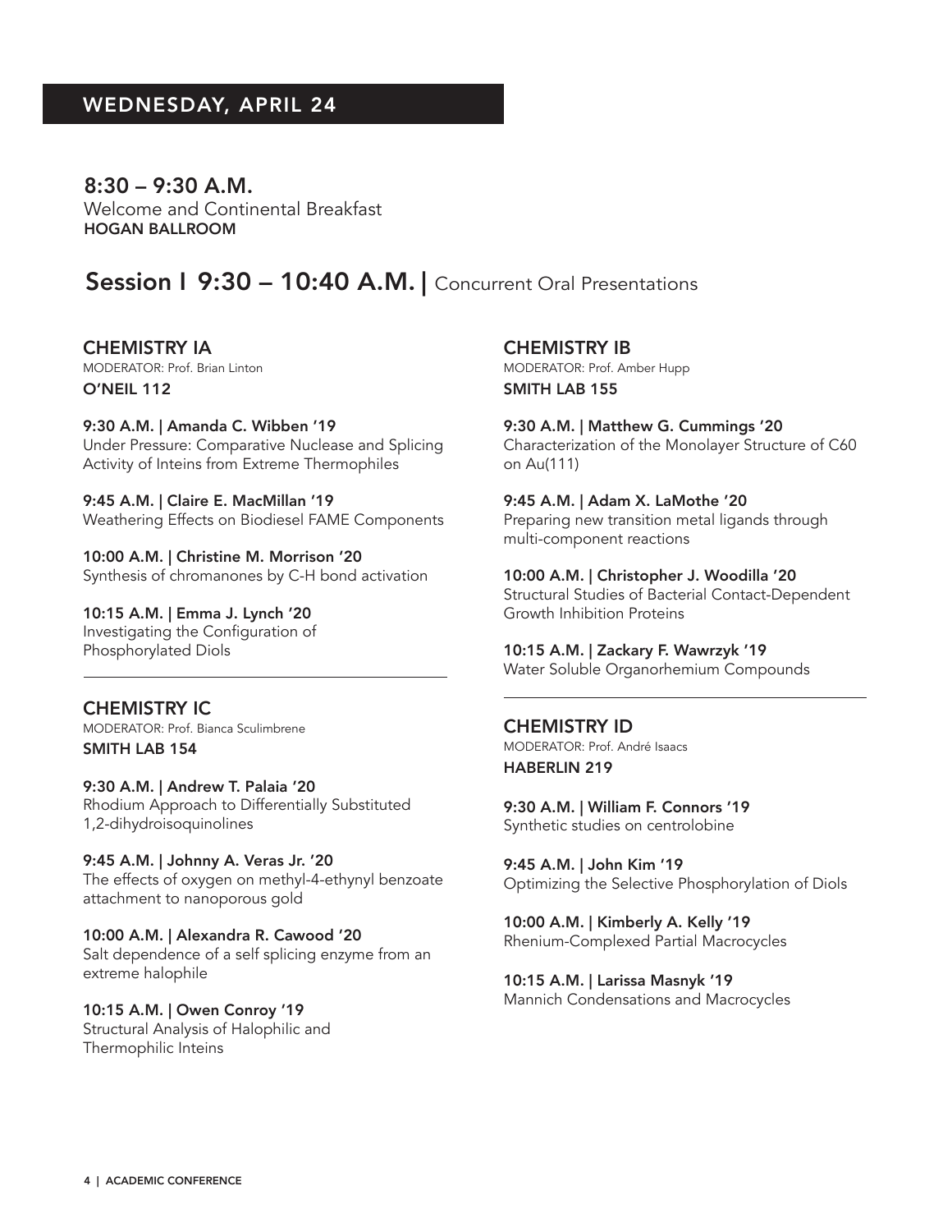## WEDNESDAY, APRIL 24

### 8:30 – 9:30 A.M.

Welcome and Continental Breakfast
**HOGAN BALLROOM**

## Session I 9:30 – 10:40 A.M. | Concurrent Oral Presentations

### CHEMISTRY IA

MODERATOR: Prof. Brian Linton
**O'NEIL 112**

**9:30 A.M. | Amanda C. Wibben '19**
Under Pressure: Comparative Nuclease and Splicing Activity of Inteins from Extreme Thermophiles

**9:45 A.M. | Claire E. MacMillan '19**
Weathering Effects on Biodiesel FAME Components

**10:00 A.M. | Christine M. Morrison '20**
Synthesis of chromanones by C-H bond activation

**10:15 A.M. | Emma J. Lynch '20**
Investigating the Configuration of Phosphorylated Diols

### CHEMISTRY IB

MODERATOR: Prof. Amber Hupp
**SMITH LAB 155**

**9:30 A.M. | Matthew G. Cummings '20**
Characterization of the Monolayer Structure of C60 on Au(111)

**9:45 A.M. | Adam X. LaMothe '20**
Preparing new transition metal ligands through multi-component reactions

**10:00 A.M. | Christopher J. Woodilla '20**
Structural Studies of Bacterial Contact-Dependent Growth Inhibition Proteins

**10:15 A.M. | Zackary F. Wawrzyk '19**
Water Soluble Organorhemium Compounds

### CHEMISTRY IC

MODERATOR: Prof. Bianca Sculimbrene
**SMITH LAB 154**

**9:30 A.M. | Andrew T. Palaia '20**
Rhodium Approach to Differentially Substituted 1,2-dihydroisoquinolines

**9:45 A.M. | Johnny A. Veras Jr. '20**
The effects of oxygen on methyl-4-ethynyl benzoate attachment to nanoporous gold

**10:00 A.M. | Alexandra R. Cawood '20**
Salt dependence of a self splicing enzyme from an extreme halophile

**10:15 A.M. | Owen Conroy '19**
Structural Analysis of Halophilic and Thermophilic Inteins

### CHEMISTRY ID

MODERATOR: Prof. André Isaacs
**HABERLIN 219**

**9:30 A.M. | William F. Connors '19**
Synthetic studies on centrolobine

**9:45 A.M. | John Kim '19**
Optimizing the Selective Phosphorylation of Diols

**10:00 A.M. | Kimberly A. Kelly '19**
Rhenium-Complexed Partial Macrocycles

**10:15 A.M. | Larissa Masnyk '19**
Mannich Condensations and Macrocycles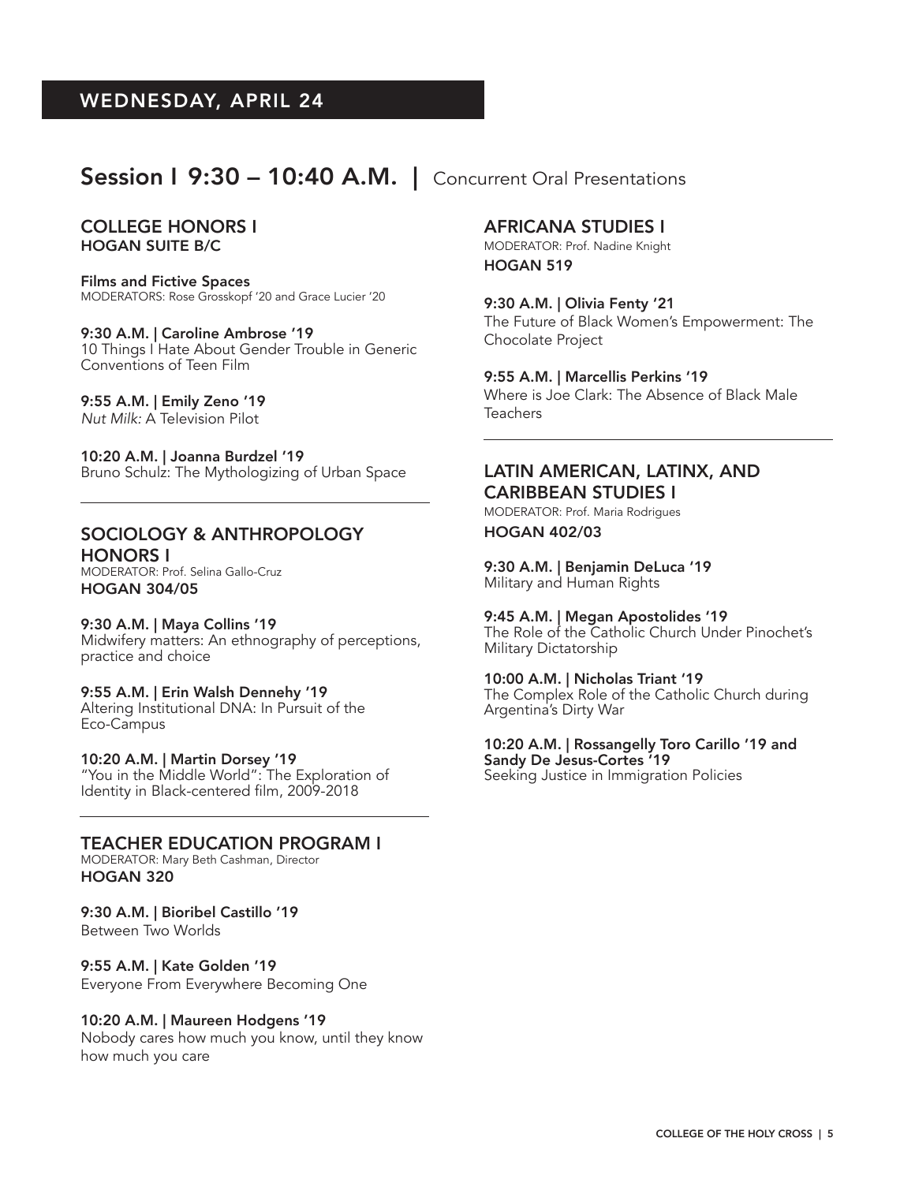## WEDNESDAY, APRIL 24

# Session I 9:30 – 10:40 A.M. | Concurrent Oral Presentations

### COLLEGE HONORS I
**HOGAN SUITE B/C**

**Films and Fictive Spaces**
MODERATORS: Rose Grosskopf '20 and Grace Lucier '20

**9:30 A.M. | Caroline Ambrose '19**
10 Things I Hate About Gender Trouble in Generic Conventions of Teen Film

**9:55 A.M. | Emily Zeno '19**
*Nut Milk:* A Television Pilot

**10:20 A.M. | Joanna Burdzel '19**
Bruno Schulz: The Mythologizing of Urban Space

### SOCIOLOGY & ANTHROPOLOGY HONORS I
MODERATOR: Prof. Selina Gallo-Cruz
**HOGAN 304/05**

**9:30 A.M. | Maya Collins '19**
Midwifery matters: An ethnography of perceptions, practice and choice

**9:55 A.M. | Erin Walsh Dennehy '19**
Altering Institutional DNA: In Pursuit of the Eco-Campus

**10:20 A.M. | Martin Dorsey '19**
"You in the Middle World": The Exploration of Identity in Black-centered film, 2009-2018

### TEACHER EDUCATION PROGRAM I
MODERATOR: Mary Beth Cashman, Director
**HOGAN 320**

**9:30 A.M. | Bioribel Castillo '19**
Between Two Worlds

**9:55 A.M. | Kate Golden '19**
Everyone From Everywhere Becoming One

**10:20 A.M. | Maureen Hodgens '19**
Nobody cares how much you know, until they know how much you care

### AFRICANA STUDIES I
MODERATOR: Prof. Nadine Knight
**HOGAN 519**

**9:30 A.M. | Olivia Fenty '21**
The Future of Black Women's Empowerment: The Chocolate Project

**9:55 A.M. | Marcellis Perkins '19**
Where is Joe Clark: The Absence of Black Male Teachers

### LATIN AMERICAN, LATINX, AND CARIBBEAN STUDIES I
MODERATOR: Prof. Maria Rodrigues
**HOGAN 402/03**

**9:30 A.M. | Benjamin DeLuca '19**
Military and Human Rights

**9:45 A.M. | Megan Apostolides '19**
The Role of the Catholic Church Under Pinochet's Military Dictatorship

**10:00 A.M. | Nicholas Triant '19**
The Complex Role of the Catholic Church during Argentina's Dirty War

**10:20 A.M. | Rossangelly Toro Carillo '19 and Sandy De Jesus-Cortes '19**
Seeking Justice in Immigration Policies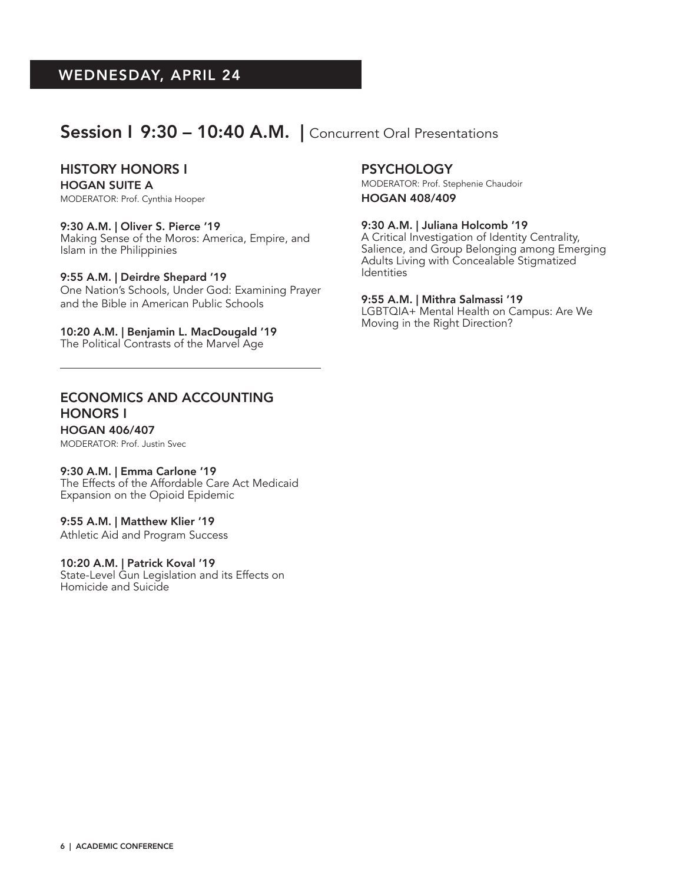## WEDNESDAY, APRIL 24

## Session I 9:30 – 10:40 A.M. | Concurrent Oral Presentations

### HISTORY HONORS I

**HOGAN SUITE A**

MODERATOR: Prof. Cynthia Hooper

**9:30 A.M. | Oliver S. Pierce '19**
Making Sense of the Moros: America, Empire, and Islam in the Philippinies

**9:55 A.M. | Deirdre Shepard '19**
One Nation's Schools, Under God: Examining Prayer and the Bible in American Public Schools

**10:20 A.M. | Benjamin L. MacDougald '19**
The Political Contrasts of the Marvel Age

---

### ECONOMICS AND ACCOUNTING HONORS I

**HOGAN 406/407**

MODERATOR: Prof. Justin Svec

**9:30 A.M. | Emma Carlone '19**
The Effects of the Affordable Care Act Medicaid Expansion on the Opioid Epidemic

**9:55 A.M. | Matthew Klier '19**
Athletic Aid and Program Success

**10:20 A.M. | Patrick Koval '19**
State-Level Gun Legislation and its Effects on Homicide and Suicide

### PSYCHOLOGY

MODERATOR: Prof. Stephenie Chaudoir

**HOGAN 408/409**

**9:30 A.M. | Juliana Holcomb '19**
A Critical Investigation of Identity Centrality, Salience, and Group Belonging among Emerging Adults Living with Concealable Stigmatized Identities

**9:55 A.M. | Mithra Salmassi '19**
LGBTQIA+ Mental Health on Campus: Are We Moving in the Right Direction?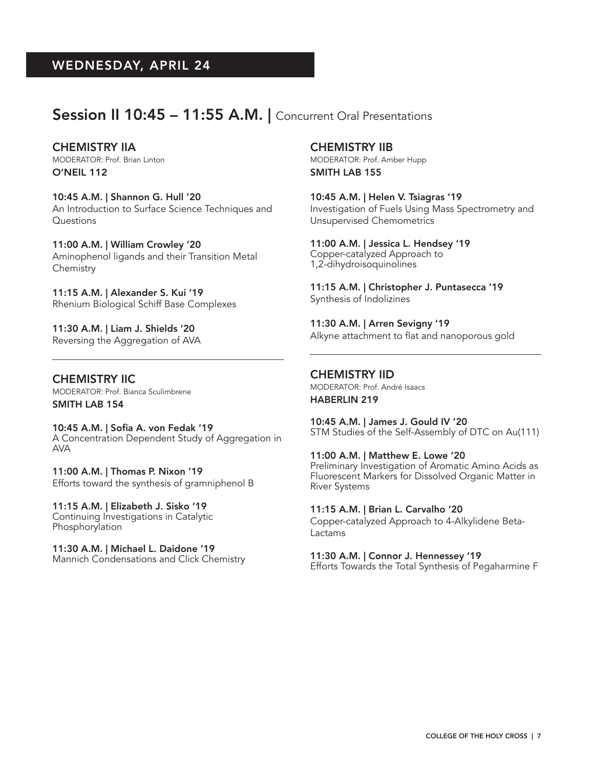## WEDNESDAY, APRIL 24

# Session II 10:45 – 11:55 A.M. | Concurrent Oral Presentations

### CHEMISTRY IIA

MODERATOR: Prof. Brian Linton

**O'NEIL 112**

**10:45 A.M. | Shannon G. Hull '20**
An Introduction to Surface Science Techniques and Questions

**11:00 A.M. | William Crowley '20**
Aminophenol ligands and their Transition Metal Chemistry

**11:15 A.M. | Alexander S. Kui '19**
Rhenium Biological Schiff Base Complexes

**11:30 A.M. | Liam J. Shields '20**
Reversing the Aggregation of AVA

### CHEMISTRY IIB

MODERATOR: Prof. Amber Hupp

**SMITH LAB 155**

**10:45 A.M. | Helen V. Tsiagras '19**
Investigation of Fuels Using Mass Spectrometry and Unsupervised Chemometrics

**11:00 A.M. | Jessica L. Hendsey '19**
Copper-catalyzed Approach to 1,2-dihydroisoquinolines

**11:15 A.M. | Christopher J. Puntasecca '19**
Synthesis of Indolizines

**11:30 A.M. | Arren Sevigny '19**
Alkyne attachment to flat and nanoporous gold

### CHEMISTRY IIC

MODERATOR: Prof. Bianca Sculimbrene

**SMITH LAB 154**

**10:45 A.M. | Sofia A. von Fedak '19**
A Concentration Dependent Study of Aggregation in AVA

**11:00 A.M. | Thomas P. Nixon '19**
Efforts toward the synthesis of gramniphenol B

**11:15 A.M. | Elizabeth J. Sisko '19**
Continuing Investigations in Catalytic Phosphorylation

**11:30 A.M. | Michael L. Daidone '19**
Mannich Condensations and Click Chemistry

### CHEMISTRY IID

MODERATOR: Prof. André Isaacs

**HABERLIN 219**

**10:45 A.M. | James J. Gould IV '20**
STM Studies of the Self-Assembly of DTC on Au(111)

**11:00 A.M. | Matthew E. Lowe '20**
Preliminary Investigation of Aromatic Amino Acids as Fluorescent Markers for Dissolved Organic Matter in River Systems

**11:15 A.M. | Brian L. Carvalho '20**
Copper-catalyzed Approach to 4-Alkylidene Beta-Lactams

**11:30 A.M. | Connor J. Hennessey '19**
Efforts Towards the Total Synthesis of Pegaharmine F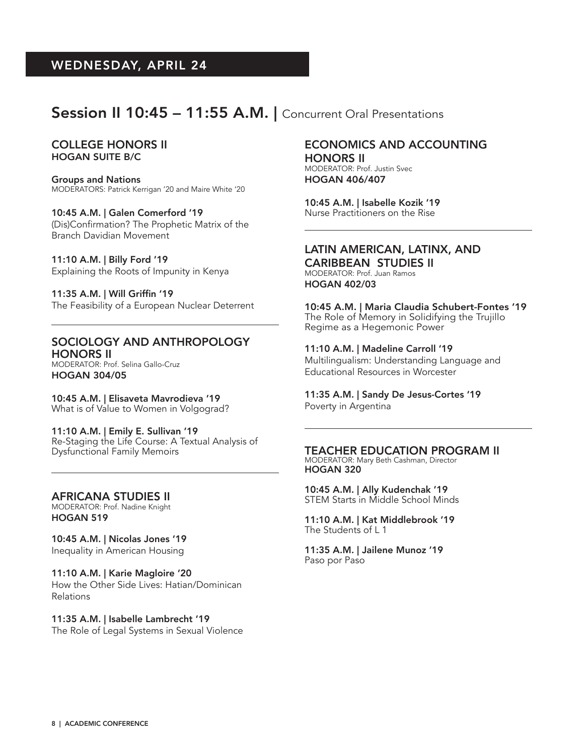## WEDNESDAY, APRIL 24

# Session II 10:45 – 11:55 A.M. | Concurrent Oral Presentations

### COLLEGE HONORS II
**HOGAN SUITE B/C**

**Groups and Nations**
MODERATORS: Patrick Kerrigan '20 and Maire White '20

**10:45 A.M. | Galen Comerford '19**
(Dis)Confirmation? The Prophetic Matrix of the Branch Davidian Movement

**11:10 A.M. | Billy Ford '19**
Explaining the Roots of Impunity in Kenya

**11:35 A.M. | Will Griffin '19**
The Feasibility of a European Nuclear Deterrent

---

### SOCIOLOGY AND ANTHROPOLOGY HONORS II
MODERATOR: Prof. Selina Gallo-Cruz
**HOGAN 304/05**

**10:45 A.M. | Elisaveta Mavrodieva '19**
What is of Value to Women in Volgograd?

**11:10 A.M. | Emily E. Sullivan '19**
Re-Staging the Life Course: A Textual Analysis of Dysfunctional Family Memoirs

---

### AFRICANA STUDIES II
MODERATOR: Prof. Nadine Knight
**HOGAN 519**

**10:45 A.M. | Nicolas Jones '19**
Inequality in American Housing

**11:10 A.M. | Karie Magloire '20**
How the Other Side Lives: Hatian/Dominican Relations

**11:35 A.M. | Isabelle Lambrecht '19**
The Role of Legal Systems in Sexual Violence

### ECONOMICS AND ACCOUNTING HONORS II
MODERATOR: Prof. Justin Svec
**HOGAN 406/407**

**10:45 A.M. | Isabelle Kozik '19**
Nurse Practitioners on the Rise

---

### LATIN AMERICAN, LATINX, AND CARIBBEAN STUDIES II
MODERATOR: Prof. Juan Ramos
**HOGAN 402/03**

**10:45 A.M. | Maria Claudia Schubert-Fontes '19**
The Role of Memory in Solidifying the Trujillo Regime as a Hegemonic Power

**11:10 A.M. | Madeline Carroll '19**
Multilingualism: Understanding Language and Educational Resources in Worcester

**11:35 A.M. | Sandy De Jesus-Cortes '19**
Poverty in Argentina

---

### TEACHER EDUCATION PROGRAM II
MODERATOR: Mary Beth Cashman, Director
**HOGAN 320**

**10:45 A.M. | Ally Kudenchak '19**
STEM Starts in Middle School Minds

**11:10 A.M. | Kat Middlebrook '19**
The Students of L 1

**11:35 A.M. | Jailene Munoz '19**
Paso por Paso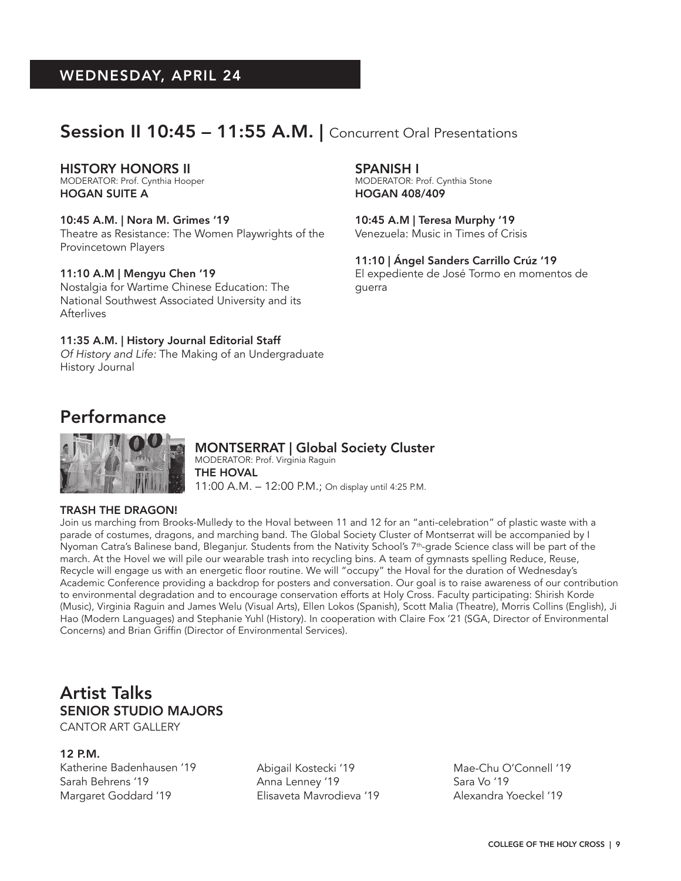## WEDNESDAY, APRIL 24

## Session II 10:45 – 11:55 A.M. | Concurrent Oral Presentations

### HISTORY HONORS II
MODERATOR: Prof. Cynthia Hooper
**HOGAN SUITE A**

**10:45 A.M. | Nora M. Grimes '19**
Theatre as Resistance: The Women Playwrights of the Provincetown Players

**11:10 A.M | Mengyu Chen '19**
Nostalgia for Wartime Chinese Education: The National Southwest Associated University and its Afterlives

**11:35 A.M. | History Journal Editorial Staff**
*Of History and Life:* The Making of an Undergraduate History Journal

### SPANISH I
MODERATOR: Prof. Cynthia Stone
**HOGAN 408/409**

**10:45 A.M | Teresa Murphy '19**
Venezuela: Music in Times of Crisis

**11:10 | Ángel Sanders Carrillo Crúz '19**
El expediente de José Tormo en momentos de guerra

## Performance

### MONTSERRAT | Global Society Cluster
MODERATOR: Prof. Virginia Raguin
**THE HOVAL**
11:00 A.M. – 12:00 P.M.; On display until 4:25 P.M.

**TRASH THE DRAGON!**
Join us marching from Brooks-Mulledy to the Hoval between 11 and 12 for an "anti-celebration" of plastic waste with a parade of costumes, dragons, and marching band. The Global Society Cluster of Montserrat will be accompanied by I Nyoman Catra's Balinese band, Bleganjur. Students from the Nativity School's 7th-grade Science class will be part of the march. At the Hovel we will pile our wearable trash into recycling bins. A team of gymnasts spelling Reduce, Reuse, Recycle will engage us with an energetic floor routine. We will "occupy" the Hoval for the duration of Wednesday's Academic Conference providing a backdrop for posters and conversation. Our goal is to raise awareness of our contribution to environmental degradation and to encourage conservation efforts at Holy Cross. Faculty participating: Shirish Korde (Music), Virginia Raguin and James Welu (Visual Arts), Ellen Lokos (Spanish), Scott Malia (Theatre), Morris Collins (English), Ji Hao (Modern Languages) and Stephanie Yuhl (History). In cooperation with Claire Fox '21 (SGA, Director of Environmental Concerns) and Brian Griffin (Director of Environmental Services).

## Artist Talks
### SENIOR STUDIO MAJORS
CANTOR ART GALLERY

**12 P.M.**

Katherine Badenhausen '19
Sarah Behrens '19
Margaret Goddard '19
Abigail Kostecki '19
Anna Lenney '19
Elisaveta Mavrodieva '19
Mae-Chu O'Connell '19
Sara Vo '19
Alexandra Yoeckel '19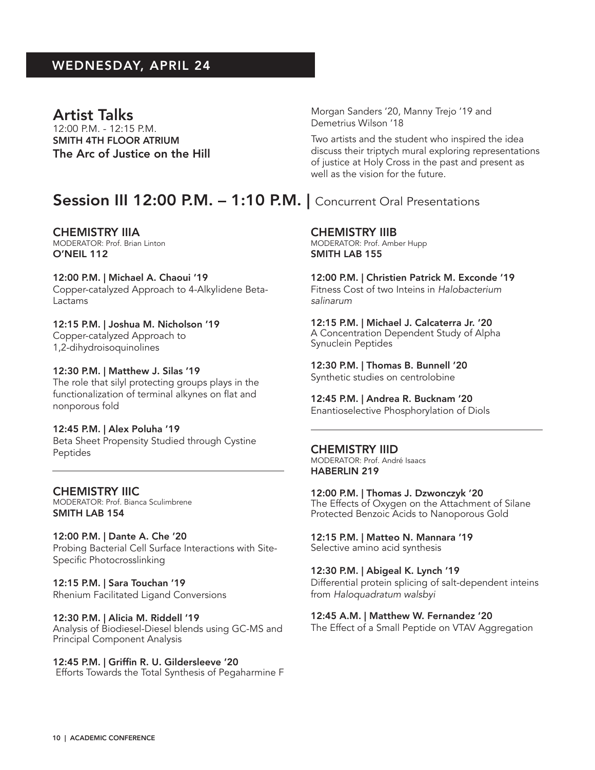## WEDNESDAY, APRIL 24

### Artist Talks

12:00 P.M. - 12:15 P.M.
**SMITH 4TH FLOOR ATRIUM**
**The Arc of Justice on the Hill**

Morgan Sanders '20, Manny Trejo '19 and Demetrius Wilson '18

Two artists and the student who inspired the idea discuss their triptych mural exploring representations of justice at Holy Cross in the past and present as well as the vision for the future.

## Session III 12:00 P.M. – 1:10 P.M. | Concurrent Oral Presentations

### CHEMISTRY IIIA

MODERATOR: Prof. Brian Linton
**O'NEIL 112**

**12:00 P.M. | Michael A. Chaoui '19**
Copper-catalyzed Approach to 4-Alkylidene Beta-Lactams

**12:15 P.M. | Joshua M. Nicholson '19**
Copper-catalyzed Approach to 1,2-dihydroisoquinolines

**12:30 P.M. | Matthew J. Silas '19**
The role that silyl protecting groups plays in the functionalization of terminal alkynes on flat and nonporous fold

**12:45 P.M. | Alex Poluha '19**
Beta Sheet Propensity Studied through Cystine Peptides

### CHEMISTRY IIIC

MODERATOR: Prof. Bianca Sculimbrene
**SMITH LAB 154**

**12:00 P.M. | Dante A. Che '20**
Probing Bacterial Cell Surface Interactions with Site-Specific Photocrosslinking

**12:15 P.M. | Sara Touchan '19**
Rhenium Facilitated Ligand Conversions

**12:30 P.M. | Alicia M. Riddell '19**
Analysis of Biodiesel-Diesel blends using GC-MS and Principal Component Analysis

**12:45 P.M. | Griffin R. U. Gildersleeve '20**
Efforts Towards the Total Synthesis of Pegaharmine F

### CHEMISTRY IIIB

MODERATOR: Prof. Amber Hupp
**SMITH LAB 155**

**12:00 P.M. | Christien Patrick M. Exconde '19**
Fitness Cost of two Inteins in *Halobacterium salinarum*

**12:15 P.M. | Michael J. Calcaterra Jr. '20**
A Concentration Dependent Study of Alpha Synuclein Peptides

**12:30 P.M. | Thomas B. Bunnell '20**
Synthetic studies on centrolobine

**12:45 P.M. | Andrea R. Bucknam '20**
Enantioselective Phosphorylation of Diols

### CHEMISTRY IIID

MODERATOR: Prof. André Isaacs
**HABERLIN 219**

**12:00 P.M. | Thomas J. Dzwonczyk '20**
The Effects of Oxygen on the Attachment of Silane Protected Benzoic Acids to Nanoporous Gold

**12:15 P.M. | Matteo N. Mannara '19**
Selective amino acid synthesis

**12:30 P.M. | Abigeal K. Lynch '19**
Differential protein splicing of salt-dependent inteins from *Haloquadratum walsbyi*

**12:45 A.M. | Matthew W. Fernandez '20**
The Effect of a Small Peptide on VTAV Aggregation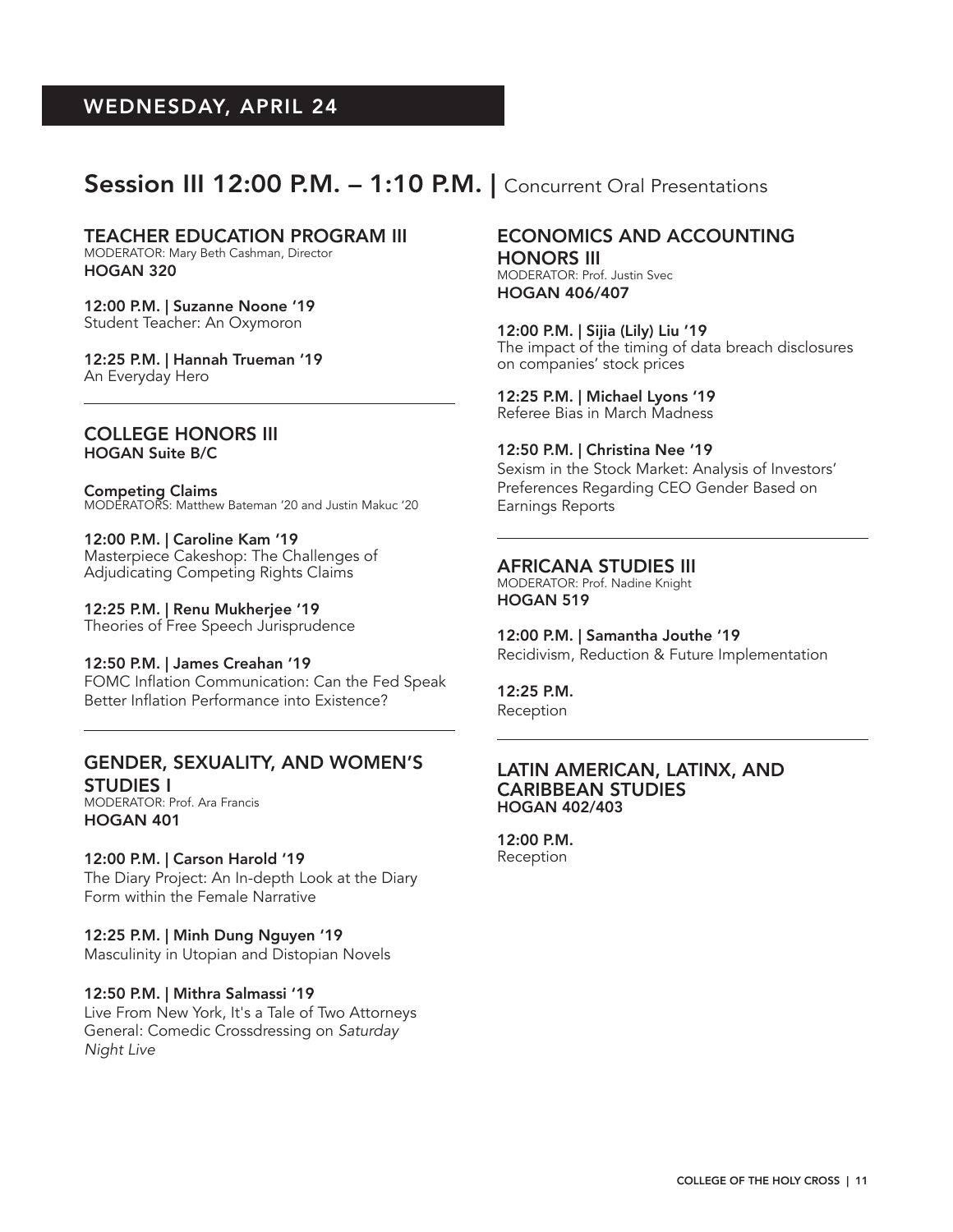## WEDNESDAY, APRIL 24

## Session III 12:00 P.M. – 1:10 P.M. | Concurrent Oral Presentations

### TEACHER EDUCATION PROGRAM III

MODERATOR: Mary Beth Cashman, Director
**HOGAN 320**

**12:00 P.M. | Suzanne Noone '19**
Student Teacher: An Oxymoron

**12:25 P.M. | Hannah Trueman '19**
An Everyday Hero

### COLLEGE HONORS III

**HOGAN Suite B/C**

**Competing Claims**
MODERATORS: Matthew Bateman '20 and Justin Makuc '20

**12:00 P.M. | Caroline Kam '19**
Masterpiece Cakeshop: The Challenges of Adjudicating Competing Rights Claims

**12:25 P.M. | Renu Mukherjee '19**
Theories of Free Speech Jurisprudence

**12:50 P.M. | James Creahan '19**
FOMC Inflation Communication: Can the Fed Speak Better Inflation Performance into Existence?

### GENDER, SEXUALITY, AND WOMEN'S STUDIES I

MODERATOR: Prof. Ara Francis
**HOGAN 401**

**12:00 P.M. | Carson Harold '19**
The Diary Project: An In-depth Look at the Diary Form within the Female Narrative

**12:25 P.M. | Minh Dung Nguyen '19**
Masculinity in Utopian and Distopian Novels

**12:50 P.M. | Mithra Salmassi '19**
Live From New York, It's a Tale of Two Attorneys General: Comedic Crossdressing on *Saturday Night Live*

### ECONOMICS AND ACCOUNTING HONORS III

MODERATOR: Prof. Justin Svec
**HOGAN 406/407**

**12:00 P.M. | Sijia (Lily) Liu '19**
The impact of the timing of data breach disclosures on companies' stock prices

**12:25 P.M. | Michael Lyons '19**
Referee Bias in March Madness

**12:50 P.M. | Christina Nee '19**
Sexism in the Stock Market: Analysis of Investors' Preferences Regarding CEO Gender Based on Earnings Reports

### AFRICANA STUDIES III

MODERATOR: Prof. Nadine Knight
**HOGAN 519**

**12:00 P.M. | Samantha Jouthe '19**
Recidivism, Reduction & Future Implementation

**12:25 P.M.**
Reception

### LATIN AMERICAN, LATINX, AND CARIBBEAN STUDIES

**HOGAN 402/403**

**12:00 P.M.**
Reception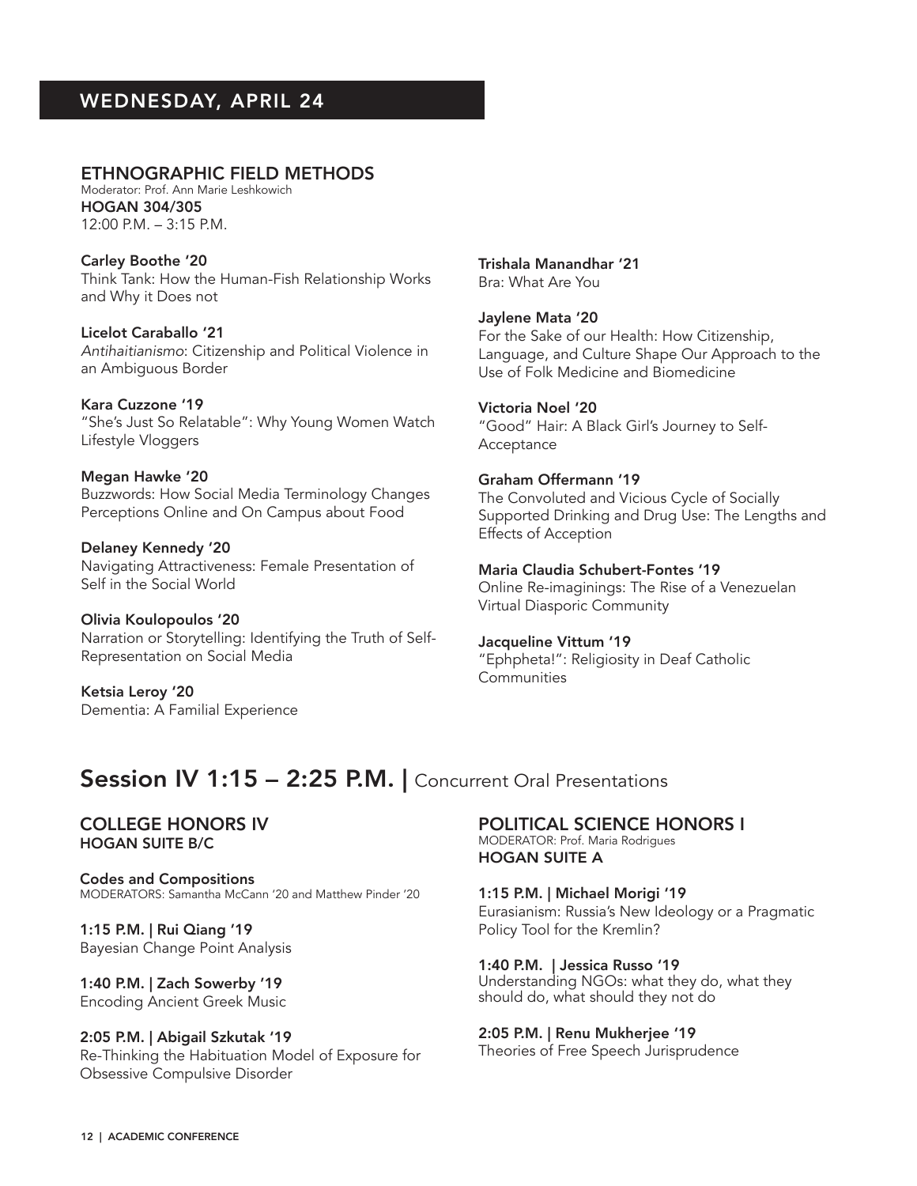## WEDNESDAY, APRIL 24

### ETHNOGRAPHIC FIELD METHODS

Moderator: Prof. Ann Marie Leshkowich
**HOGAN 304/305**
12:00 P.M. – 3:15 P.M.

**Carley Boothe '20**
Think Tank: How the Human-Fish Relationship Works and Why it Does not

**Licelot Caraballo '21**
*Antihaitianismo*: Citizenship and Political Violence in an Ambiguous Border

**Kara Cuzzone '19**
"She's Just So Relatable": Why Young Women Watch Lifestyle Vloggers

**Megan Hawke '20**
Buzzwords: How Social Media Terminology Changes Perceptions Online and On Campus about Food

**Delaney Kennedy '20**
Navigating Attractiveness: Female Presentation of Self in the Social World

**Olivia Koulopoulos '20**
Narration or Storytelling: Identifying the Truth of Self-Representation on Social Media

**Ketsia Leroy '20**
Dementia: A Familial Experience

**Trishala Manandhar '21**
Bra: What Are You

**Jaylene Mata '20**
For the Sake of our Health: How Citizenship, Language, and Culture Shape Our Approach to the Use of Folk Medicine and Biomedicine

**Victoria Noel '20**
"Good" Hair: A Black Girl's Journey to Self-Acceptance

**Graham Offermann '19**
The Convoluted and Vicious Cycle of Socially Supported Drinking and Drug Use: The Lengths and Effects of Acception

**Maria Claudia Schubert-Fontes '19**
Online Re-imaginings: The Rise of a Venezuelan Virtual Diasporic Community

**Jacqueline Vittum '19**
"Ephpheta!": Religiosity in Deaf Catholic Communities

## Session IV 1:15 – 2:25 P.M. | Concurrent Oral Presentations

### COLLEGE HONORS IV

**HOGAN SUITE B/C**

**Codes and Compositions**
MODERATORS: Samantha McCann '20 and Matthew Pinder '20

**1:15 P.M. | Rui Qiang '19**
Bayesian Change Point Analysis

**1:40 P.M. | Zach Sowerby '19**
Encoding Ancient Greek Music

**2:05 P.M. | Abigail Szkutak '19**
Re-Thinking the Habituation Model of Exposure for Obsessive Compulsive Disorder

### POLITICAL SCIENCE HONORS I

MODERATOR: Prof. Maria Rodrigues
**HOGAN SUITE A**

**1:15 P.M. | Michael Morigi '19**
Eurasianism: Russia's New Ideology or a Pragmatic Policy Tool for the Kremlin?

**1:40 P.M. | Jessica Russo '19**
Understanding NGOs: what they do, what they should do, what should they not do

**2:05 P.M. | Renu Mukherjee '19**
Theories of Free Speech Jurisprudence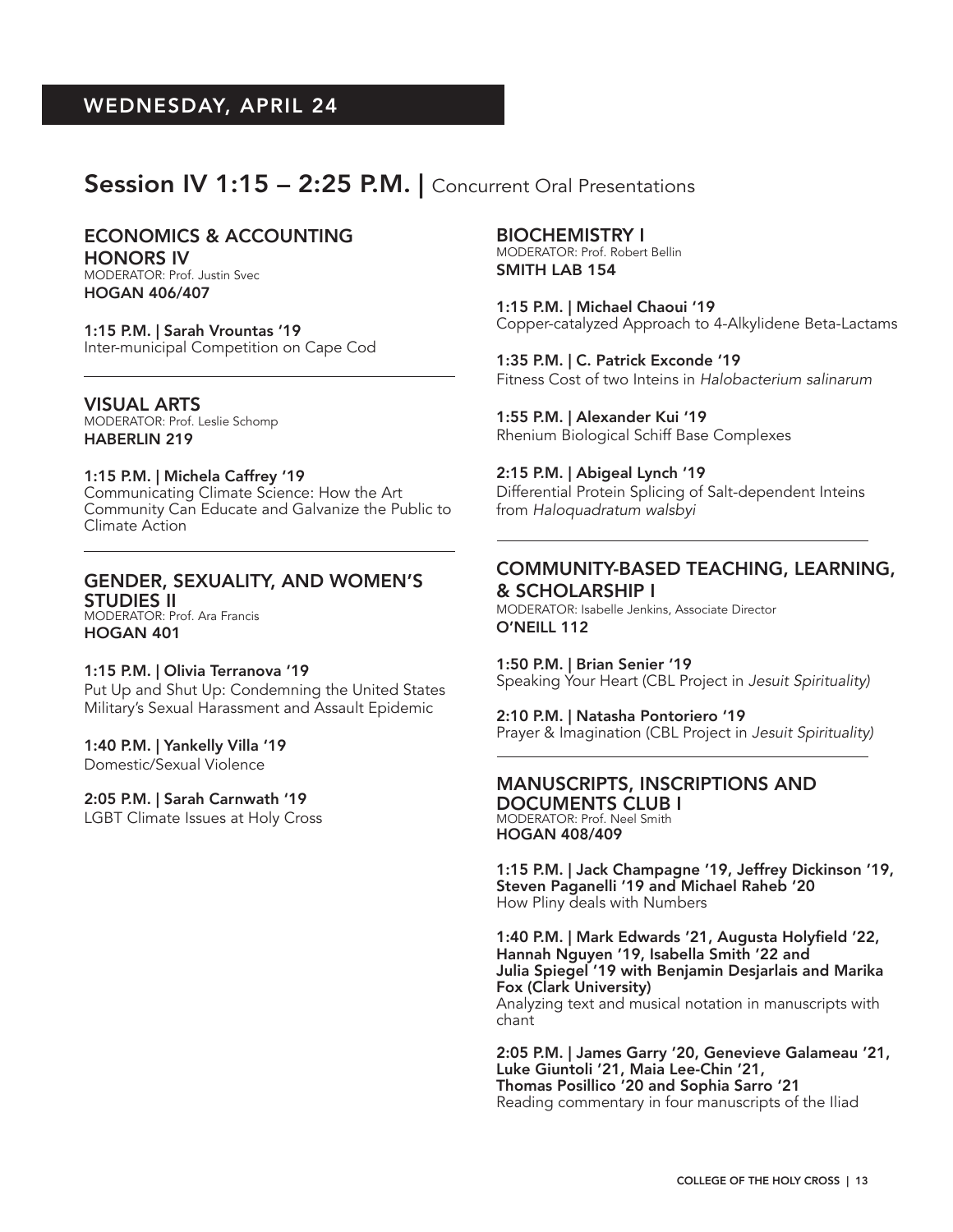## WEDNESDAY, APRIL 24

## Session IV 1:15 – 2:25 P.M. | Concurrent Oral Presentations

### ECONOMICS & ACCOUNTING HONORS IV

MODERATOR: Prof. Justin Svec
**HOGAN 406/407**

**1:15 P.M. | Sarah Vrountas '19**
Inter-municipal Competition on Cape Cod

### VISUAL ARTS

MODERATOR: Prof. Leslie Schomp
**HABERLIN 219**

**1:15 P.M. | Michela Caffrey '19**
Communicating Climate Science: How the Art Community Can Educate and Galvanize the Public to Climate Action

### GENDER, SEXUALITY, AND WOMEN'S STUDIES II

MODERATOR: Prof. Ara Francis
**HOGAN 401**

**1:15 P.M. | Olivia Terranova '19**
Put Up and Shut Up: Condemning the United States Military's Sexual Harassment and Assault Epidemic

**1:40 P.M. | Yankelly Villa '19**
Domestic/Sexual Violence

**2:05 P.M. | Sarah Carnwath '19**
LGBT Climate Issues at Holy Cross

### BIOCHEMISTRY I

MODERATOR: Prof. Robert Bellin
**SMITH LAB 154**

**1:15 P.M. | Michael Chaoui '19**
Copper-catalyzed Approach to 4-Alkylidene Beta-Lactams

**1:35 P.M. | C. Patrick Exconde '19**
Fitness Cost of two Inteins in *Halobacterium salinarum*

**1:55 P.M. | Alexander Kui '19**
Rhenium Biological Schiff Base Complexes

**2:15 P.M. | Abigeal Lynch '19**
Differential Protein Splicing of Salt-dependent Inteins from *Haloquadratum walsbyi*

### COMMUNITY-BASED TEACHING, LEARNING, & SCHOLARSHIP I

MODERATOR: Isabelle Jenkins, Associate Director
**O'NEILL 112**

**1:50 P.M. | Brian Senier '19**
Speaking Your Heart (CBL Project in *Jesuit Spirituality)*

**2:10 P.M. | Natasha Pontoriero '19**
Prayer & Imagination (CBL Project in *Jesuit Spirituality)*

### MANUSCRIPTS, INSCRIPTIONS AND DOCUMENTS CLUB I

MODERATOR: Prof. Neel Smith
**HOGAN 408/409**

**1:15 P.M. | Jack Champagne '19, Jeffrey Dickinson '19, Steven Paganelli '19 and Michael Raheb '20**
How Pliny deals with Numbers

**1:40 P.M. | Mark Edwards '21, Augusta Holyfield '22, Hannah Nguyen '19, Isabella Smith '22 and Julia Spiegel '19 with Benjamin Desjarlais and Marika Fox (Clark University)**
Analyzing text and musical notation in manuscripts with chant

**2:05 P.M. | James Garry '20, Genevieve Galameau '21, Luke Giuntoli '21, Maia Lee-Chin '21, Thomas Posillico '20 and Sophia Sarro '21**
Reading commentary in four manuscripts of the Iliad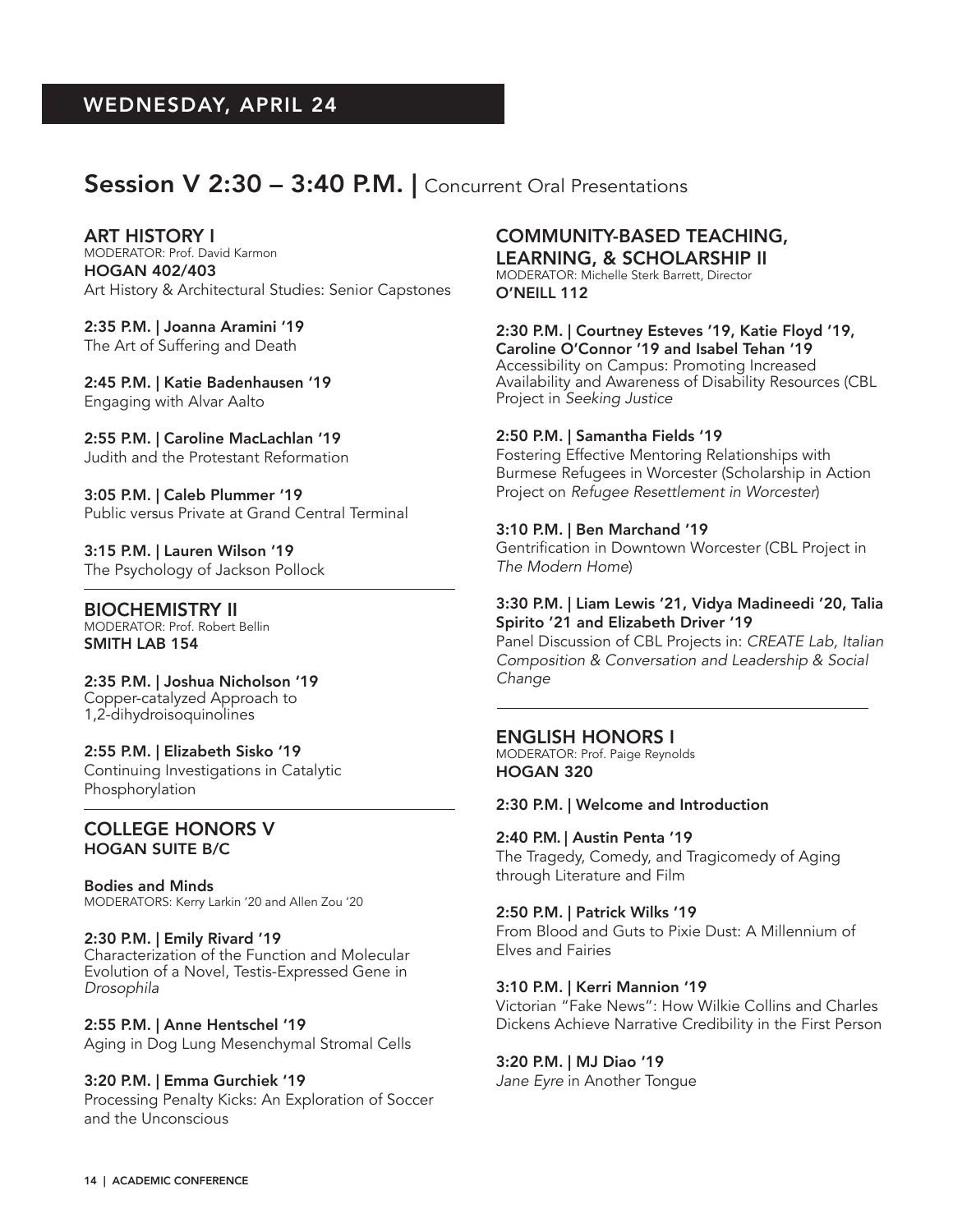## WEDNESDAY, APRIL 24

# Session V 2:30 – 3:40 P.M. | Concurrent Oral Presentations

### ART HISTORY I

MODERATOR: Prof. David Karmon

**HOGAN 402/403**

Art History & Architectural Studies: Senior Capstones

**2:35 P.M. | Joanna Aramini '19**
The Art of Suffering and Death

**2:45 P.M. | Katie Badenhausen '19**
Engaging with Alvar Aalto

**2:55 P.M. | Caroline MacLachlan '19**
Judith and the Protestant Reformation

**3:05 P.M. | Caleb Plummer '19**
Public versus Private at Grand Central Terminal

**3:15 P.M. | Lauren Wilson '19**
The Psychology of Jackson Pollock

### BIOCHEMISTRY II

MODERATOR: Prof. Robert Bellin

**SMITH LAB 154**

**2:35 P.M. | Joshua Nicholson '19**
Copper-catalyzed Approach to 1,2-dihydroisoquinolines

**2:55 P.M. | Elizabeth Sisko '19**
Continuing Investigations in Catalytic Phosphorylation

### COLLEGE HONORS V

**HOGAN SUITE B/C**

**Bodies and Minds**

MODERATORS: Kerry Larkin '20 and Allen Zou '20

**2:30 P.M. | Emily Rivard '19**
Characterization of the Function and Molecular Evolution of a Novel, Testis-Expressed Gene in *Drosophila*

**2:55 P.M. | Anne Hentschel '19**
Aging in Dog Lung Mesenchymal Stromal Cells

**3:20 P.M. | Emma Gurchiek '19**
Processing Penalty Kicks: An Exploration of Soccer and the Unconscious

### COMMUNITY-BASED TEACHING, LEARNING, & SCHOLARSHIP II

MODERATOR: Michelle Sterk Barrett, Director

**O'NEILL 112**

**2:30 P.M. | Courtney Esteves '19, Katie Floyd '19, Caroline O'Connor '19 and Isabel Tehan '19**
Accessibility on Campus: Promoting Increased Availability and Awareness of Disability Resources (CBL Project in *Seeking Justice*

**2:50 P.M. | Samantha Fields '19**
Fostering Effective Mentoring Relationships with Burmese Refugees in Worcester (Scholarship in Action Project on *Refugee Resettlement in Worcester*)

**3:10 P.M. | Ben Marchand '19**
Gentrification in Downtown Worcester (CBL Project in *The Modern Home*)

**3:30 P.M. | Liam Lewis '21, Vidya Madineedi '20, Talia Spirito '21 and Elizabeth Driver '19**
Panel Discussion of CBL Projects in: *CREATE Lab, Italian Composition & Conversation and Leadership & Social Change*

### ENGLISH HONORS I

MODERATOR: Prof. Paige Reynolds

**HOGAN 320**

**2:30 P.M. | Welcome and Introduction**

**2:40 P.M. | Austin Penta '19**
The Tragedy, Comedy, and Tragicomedy of Aging through Literature and Film

**2:50 P.M. | Patrick Wilks '19**
From Blood and Guts to Pixie Dust: A Millennium of Elves and Fairies

**3:10 P.M. | Kerri Mannion '19**
Victorian "Fake News": How Wilkie Collins and Charles Dickens Achieve Narrative Credibility in the First Person

**3:20 P.M. | MJ Diao '19**
*Jane Eyre* in Another Tongue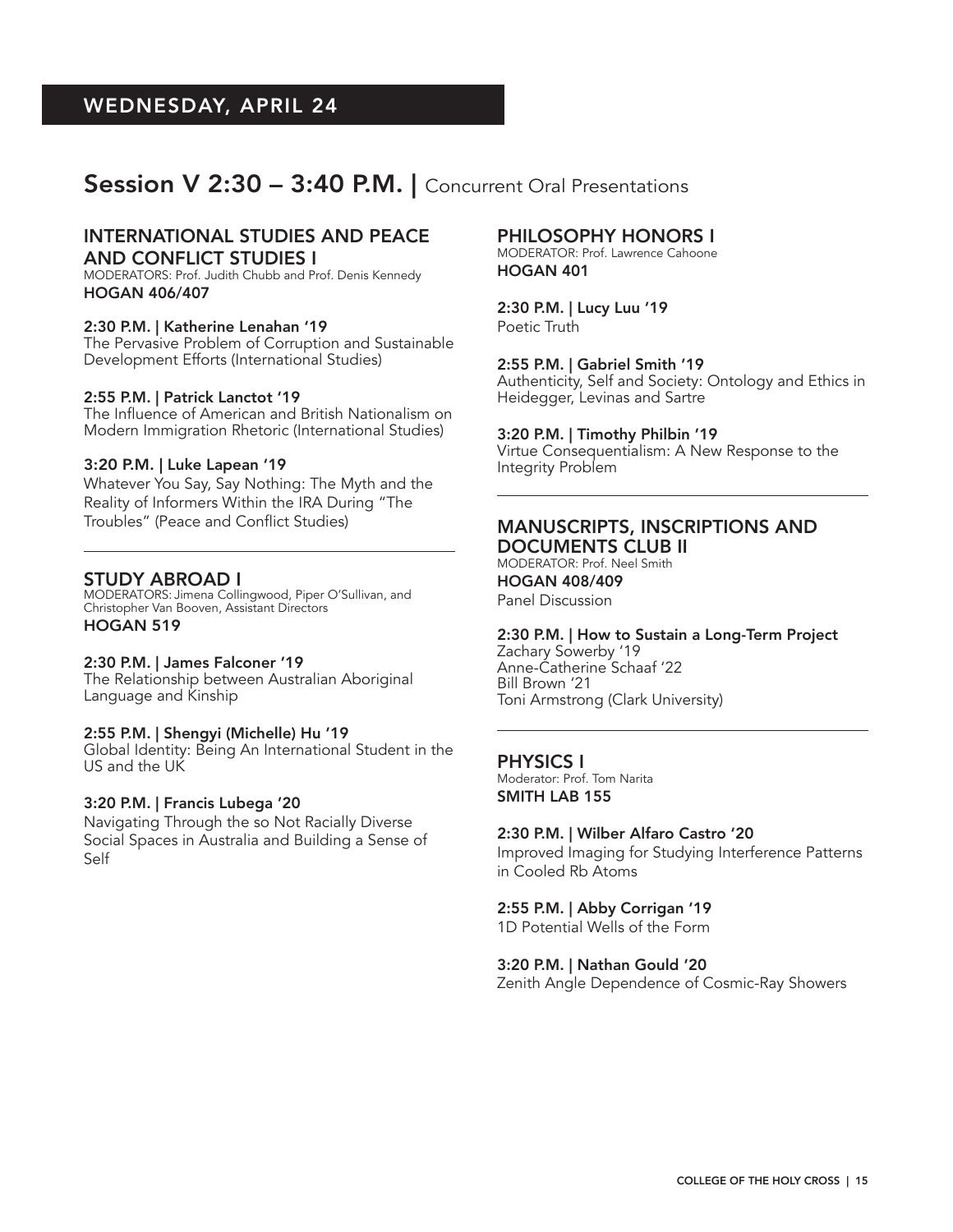## WEDNESDAY, APRIL 24

# Session V 2:30 – 3:40 P.M. | Concurrent Oral Presentations

### INTERNATIONAL STUDIES AND PEACE AND CONFLICT STUDIES I

MODERATORS: Prof. Judith Chubb and Prof. Denis Kennedy

**HOGAN 406/407**

**2:30 P.M. | Katherine Lenahan '19**
The Pervasive Problem of Corruption and Sustainable Development Efforts (International Studies)

**2:55 P.M. | Patrick Lanctot '19**
The Influence of American and British Nationalism on Modern Immigration Rhetoric (International Studies)

**3:20 P.M. | Luke Lapean '19**
Whatever You Say, Say Nothing: The Myth and the Reality of Informers Within the IRA During "The Troubles" (Peace and Conflict Studies)

---

### STUDY ABROAD I

MODERATORS: Jimena Collingwood, Piper O'Sullivan, and Christopher Van Booven, Assistant Directors

**HOGAN 519**

**2:30 P.M. | James Falconer '19**
The Relationship between Australian Aboriginal Language and Kinship

**2:55 P.M. | Shengyi (Michelle) Hu '19**
Global Identity: Being An International Student in the US and the UK

**3:20 P.M. | Francis Lubega '20**
Navigating Through the so Not Racially Diverse Social Spaces in Australia and Building a Sense of Self

### PHILOSOPHY HONORS I

MODERATOR: Prof. Lawrence Cahoone

**HOGAN 401**

**2:30 P.M. | Lucy Luu '19**
Poetic Truth

**2:55 P.M. | Gabriel Smith '19**
Authenticity, Self and Society: Ontology and Ethics in Heidegger, Levinas and Sartre

**3:20 P.M. | Timothy Philbin '19**
Virtue Consequentialism: A New Response to the Integrity Problem

---

### MANUSCRIPTS, INSCRIPTIONS AND DOCUMENTS CLUB II

MODERATOR: Prof. Neel Smith

**HOGAN 408/409**

Panel Discussion

**2:30 P.M. | How to Sustain a Long-Term Project**
Zachary Sowerby '19
Anne-Catherine Schaaf '22
Bill Brown '21
Toni Armstrong (Clark University)

---

### PHYSICS I

Moderator: Prof. Tom Narita

**SMITH LAB 155**

**2:30 P.M. | Wilber Alfaro Castro '20**
Improved Imaging for Studying Interference Patterns in Cooled Rb Atoms

**2:55 P.M. | Abby Corrigan '19**
1D Potential Wells of the Form

**3:20 P.M. | Nathan Gould '20**
Zenith Angle Dependence of Cosmic-Ray Showers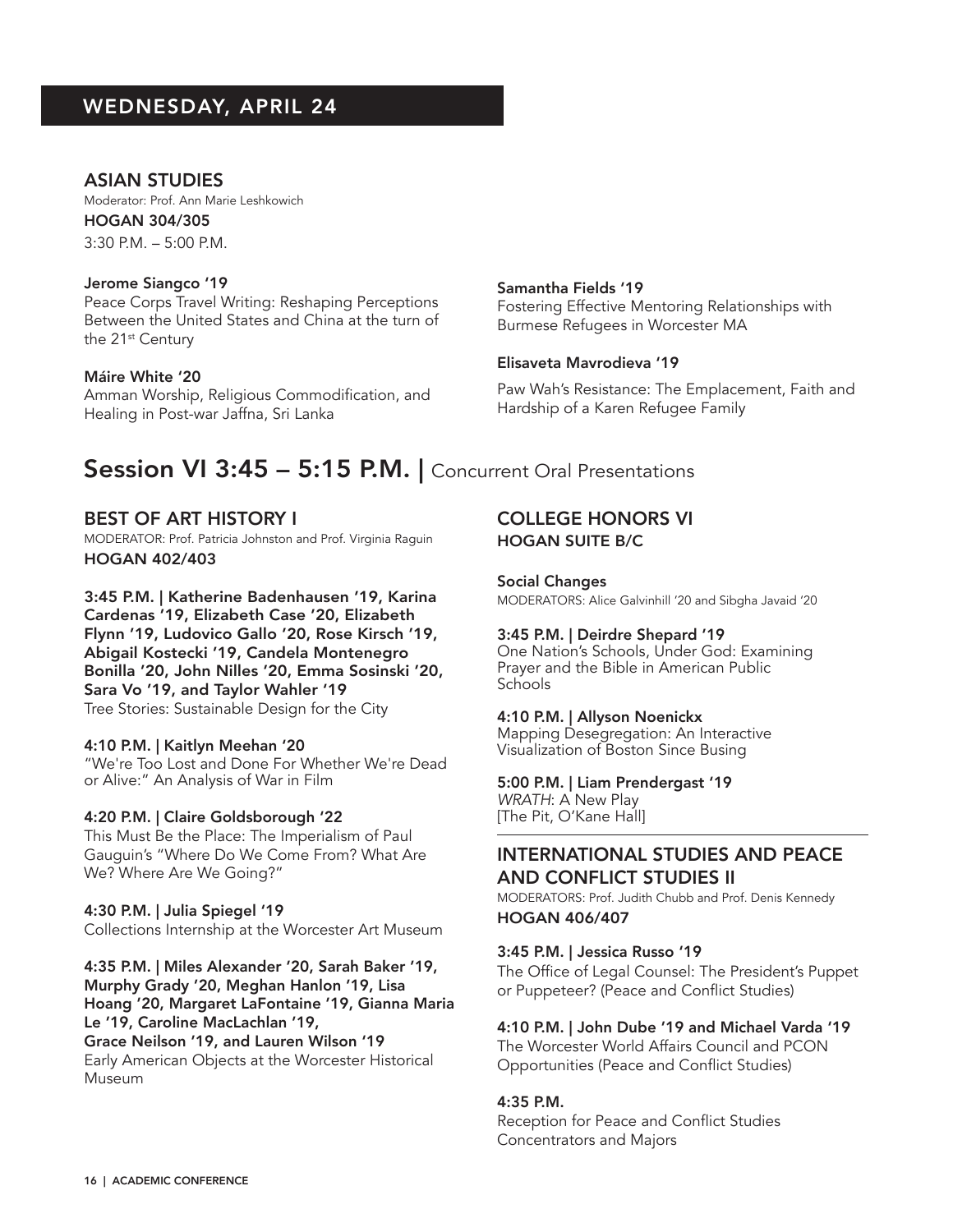## WEDNESDAY, APRIL 24

### ASIAN STUDIES

Moderator: Prof. Ann Marie Leshkowich

**HOGAN 304/305**

3:30 P.M. – 5:00 P.M.

**Jerome Siangco '19**
Peace Corps Travel Writing: Reshaping Perceptions Between the United States and China at the turn of the 21st Century

**Máire White '20**
Amman Worship, Religious Commodification, and Healing in Post-war Jaffna, Sri Lanka

**Samantha Fields '19**
Fostering Effective Mentoring Relationships with Burmese Refugees in Worcester MA

**Elisaveta Mavrodieva '19**
Paw Wah's Resistance: The Emplacement, Faith and Hardship of a Karen Refugee Family

## Session VI 3:45 – 5:15 P.M. | Concurrent Oral Presentations

### BEST OF ART HISTORY I

MODERATOR: Prof. Patricia Johnston and Prof. Virginia Raguin

**HOGAN 402/403**

**3:45 P.M. | Katherine Badenhausen '19, Karina Cardenas '19, Elizabeth Case '20, Elizabeth Flynn '19, Ludovico Gallo '20, Rose Kirsch '19, Abigail Kostecki '19, Candela Montenegro Bonilla '20, John Nilles '20, Emma Sosinski '20, Sara Vo '19, and Taylor Wahler '19**
Tree Stories: Sustainable Design for the City

**4:10 P.M. | Kaitlyn Meehan '20**
"We're Too Lost and Done For Whether We're Dead or Alive:" An Analysis of War in Film

**4:20 P.M. | Claire Goldsborough '22**
This Must Be the Place: The Imperialism of Paul Gauguin's "Where Do We Come From? What Are We? Where Are We Going?"

**4:30 P.M. | Julia Spiegel '19**
Collections Internship at the Worcester Art Museum

**4:35 P.M. | Miles Alexander '20, Sarah Baker '19, Murphy Grady '20, Meghan Hanlon '19, Lisa Hoang '20, Margaret LaFontaine '19, Gianna Maria Le '19, Caroline MacLachlan '19, Grace Neilson '19, and Lauren Wilson '19**
Early American Objects at the Worcester Historical Museum

### COLLEGE HONORS VI

**HOGAN SUITE B/C**

**Social Changes**

MODERATORS: Alice Galvinhill '20 and Sibgha Javaid '20

**3:45 P.M. | Deirdre Shepard '19**
One Nation's Schools, Under God: Examining Prayer and the Bible in American Public Schools

**4:10 P.M. | Allyson Noenickx**
Mapping Desegregation: An Interactive Visualization of Boston Since Busing

**5:00 P.M. | Liam Prendergast '19**
*WRATH*: A New Play
[The Pit, O'Kane Hall]

### INTERNATIONAL STUDIES AND PEACE AND CONFLICT STUDIES II

MODERATORS: Prof. Judith Chubb and Prof. Denis Kennedy

**HOGAN 406/407**

**3:45 P.M. | Jessica Russo '19**
The Office of Legal Counsel: The President's Puppet or Puppeteer? (Peace and Conflict Studies)

**4:10 P.M. | John Dube '19 and Michael Varda '19**
The Worcester World Affairs Council and PCON Opportunities (Peace and Conflict Studies)

**4:35 P.M.**
Reception for Peace and Conflict Studies Concentrators and Majors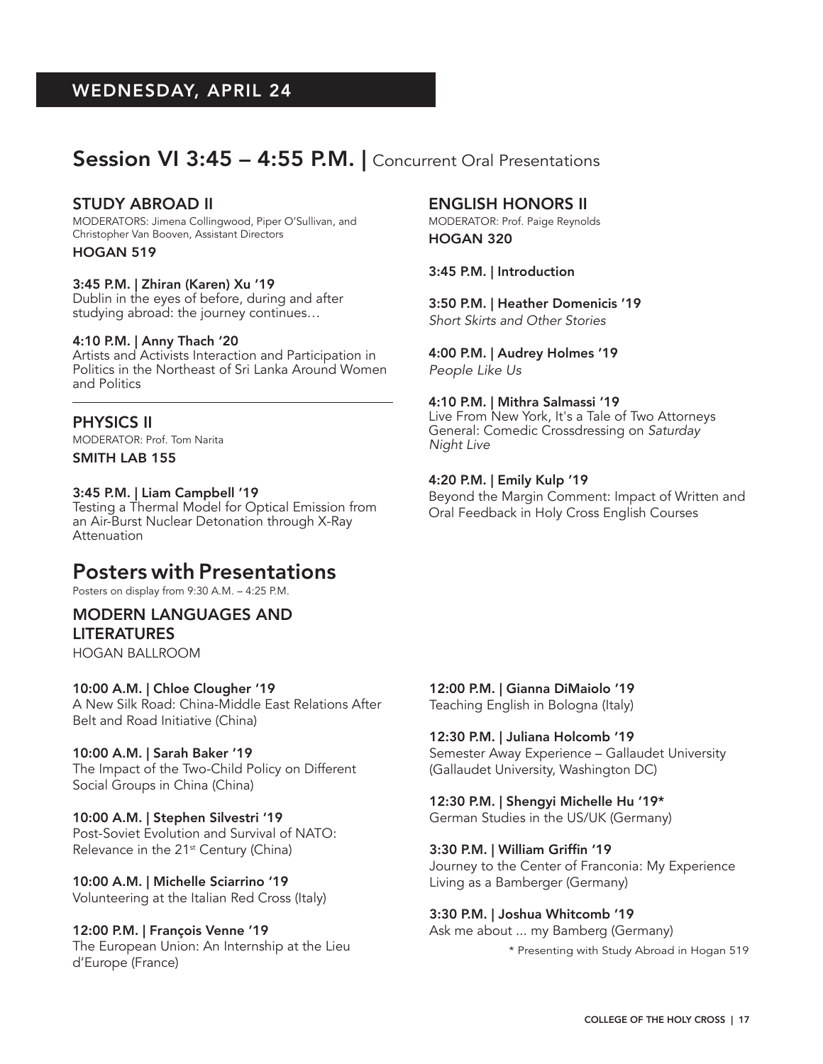## WEDNESDAY, APRIL 24

# Session VI 3:45 – 4:55 P.M. | Concurrent Oral Presentations

### STUDY ABROAD II

MODERATORS: Jimena Collingwood, Piper O'Sullivan, and Christopher Van Booven, Assistant Directors

**HOGAN 519**

**3:45 P.M. | Zhiran (Karen) Xu '19**
Dublin in the eyes of before, during and after studying abroad: the journey continues…

**4:10 P.M. | Anny Thach '20**
Artists and Activists Interaction and Participation in Politics in the Northeast of Sri Lanka Around Women and Politics

### PHYSICS II

MODERATOR: Prof. Tom Narita

**SMITH LAB 155**

**3:45 P.M. | Liam Campbell '19**
Testing a Thermal Model for Optical Emission from an Air-Burst Nuclear Detonation through X-Ray Attenuation

### ENGLISH HONORS II

MODERATOR: Prof. Paige Reynolds

**HOGAN 320**

**3:45 P.M. | Introduction**

**3:50 P.M. | Heather Domenicis '19**
*Short Skirts and Other Stories*

**4:00 P.M. | Audrey Holmes '19**
*People Like Us*

**4:10 P.M. | Mithra Salmassi '19**
Live From New York, It's a Tale of Two Attorneys General: Comedic Crossdressing on *Saturday Night Live*

**4:20 P.M. | Emily Kulp '19**
Beyond the Margin Comment: Impact of Written and Oral Feedback in Holy Cross English Courses

# Posters with Presentations

Posters on display from 9:30 A.M. – 4:25 P.M.

### MODERN LANGUAGES AND LITERATURES

HOGAN BALLROOM

**10:00 A.M. | Chloe Clougher '19**
A New Silk Road: China-Middle East Relations After Belt and Road Initiative (China)

**10:00 A.M. | Sarah Baker '19**
The Impact of the Two-Child Policy on Different Social Groups in China (China)

**10:00 A.M. | Stephen Silvestri '19**
Post-Soviet Evolution and Survival of NATO: Relevance in the 21st Century (China)

**10:00 A.M. | Michelle Sciarrino '19**
Volunteering at the Italian Red Cross (Italy)

**12:00 P.M. | François Venne '19**
The European Union: An Internship at the Lieu d'Europe (France)

**12:00 P.M. | Gianna DiMaiolo '19**
Teaching English in Bologna (Italy)

**12:30 P.M. | Juliana Holcomb '19**
Semester Away Experience – Gallaudet University (Gallaudet University, Washington DC)

**12:30 P.M. | Shengyi Michelle Hu '19***
German Studies in the US/UK (Germany)

**3:30 P.M. | William Griffin '19**
Journey to the Center of Franconia: My Experience Living as a Bamberger (Germany)

**3:30 P.M. | Joshua Whitcomb '19**
Ask me about ... my Bamberg (Germany)

* Presenting with Study Abroad in Hogan 519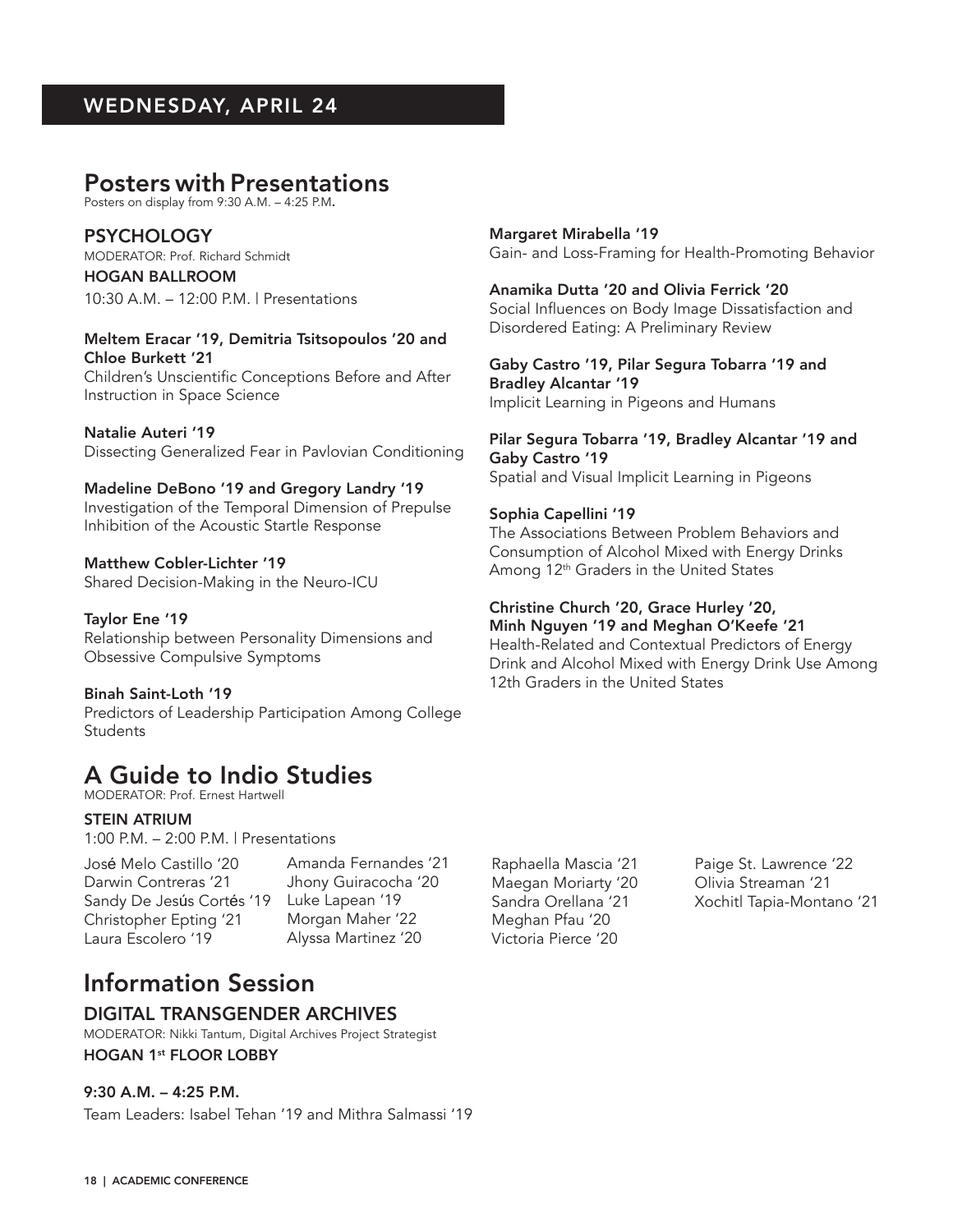## WEDNESDAY, APRIL 24

# Posters with Presentations

Posters on display from 9:30 A.M. – 4:25 P.M.

### PSYCHOLOGY

MODERATOR: Prof. Richard Schmidt

**HOGAN BALLROOM**

10:30 A.M. – 12:00 P.M. | Presentations

**Meltem Eracar '19, Demitria Tsitsopoulos '20 and Chloe Burkett '21**
Children's Unscientific Conceptions Before and After Instruction in Space Science

**Natalie Auteri '19**
Dissecting Generalized Fear in Pavlovian Conditioning

**Madeline DeBono '19 and Gregory Landry '19**
Investigation of the Temporal Dimension of Prepulse Inhibition of the Acoustic Startle Response

**Matthew Cobler-Lichter '19**
Shared Decision-Making in the Neuro-ICU

**Taylor Ene '19**
Relationship between Personality Dimensions and Obsessive Compulsive Symptoms

**Binah Saint-Loth '19**
Predictors of Leadership Participation Among College Students

**Margaret Mirabella '19**
Gain- and Loss-Framing for Health-Promoting Behavior

**Anamika Dutta '20 and Olivia Ferrick '20**
Social Influences on Body Image Dissatisfaction and Disordered Eating: A Preliminary Review

**Gaby Castro '19, Pilar Segura Tobarra '19 and Bradley Alcantar '19**
Implicit Learning in Pigeons and Humans

**Pilar Segura Tobarra '19, Bradley Alcantar '19 and Gaby Castro '19**
Spatial and Visual Implicit Learning in Pigeons

**Sophia Capellini '19**
The Associations Between Problem Behaviors and Consumption of Alcohol Mixed with Energy Drinks Among 12th Graders in the United States

**Christine Church '20, Grace Hurley '20, Minh Nguyen '19 and Meghan O'Keefe '21**
Health-Related and Contextual Predictors of Energy Drink and Alcohol Mixed with Energy Drink Use Among 12th Graders in the United States

# A Guide to Indio Studies

MODERATOR: Prof. Ernest Hartwell

**STEIN ATRIUM**

1:00 P.M. – 2:00 P.M. | Presentations

José Melo Castillo '20
Darwin Contreras '21
Sandy De Jesús Cortés '19
Christopher Epting '21
Laura Escolero '19
Amanda Fernandes '21
Jhony Guiracocha '20
Luke Lapean '19
Morgan Maher '22
Alyssa Martinez '20
Raphaella Mascia '21
Maegan Moriarty '20
Sandra Orellana '21
Meghan Pfau '20
Victoria Pierce '20
Paige St. Lawrence '22
Olivia Streaman '21
Xochitl Tapia-Montano '21

# Information Session

### DIGITAL TRANSGENDER ARCHIVES

MODERATOR: Nikki Tantum, Digital Archives Project Strategist

**HOGAN 1st FLOOR LOBBY**

**9:30 A.M. – 4:25 P.M.**

Team Leaders: Isabel Tehan '19 and Mithra Salmassi '19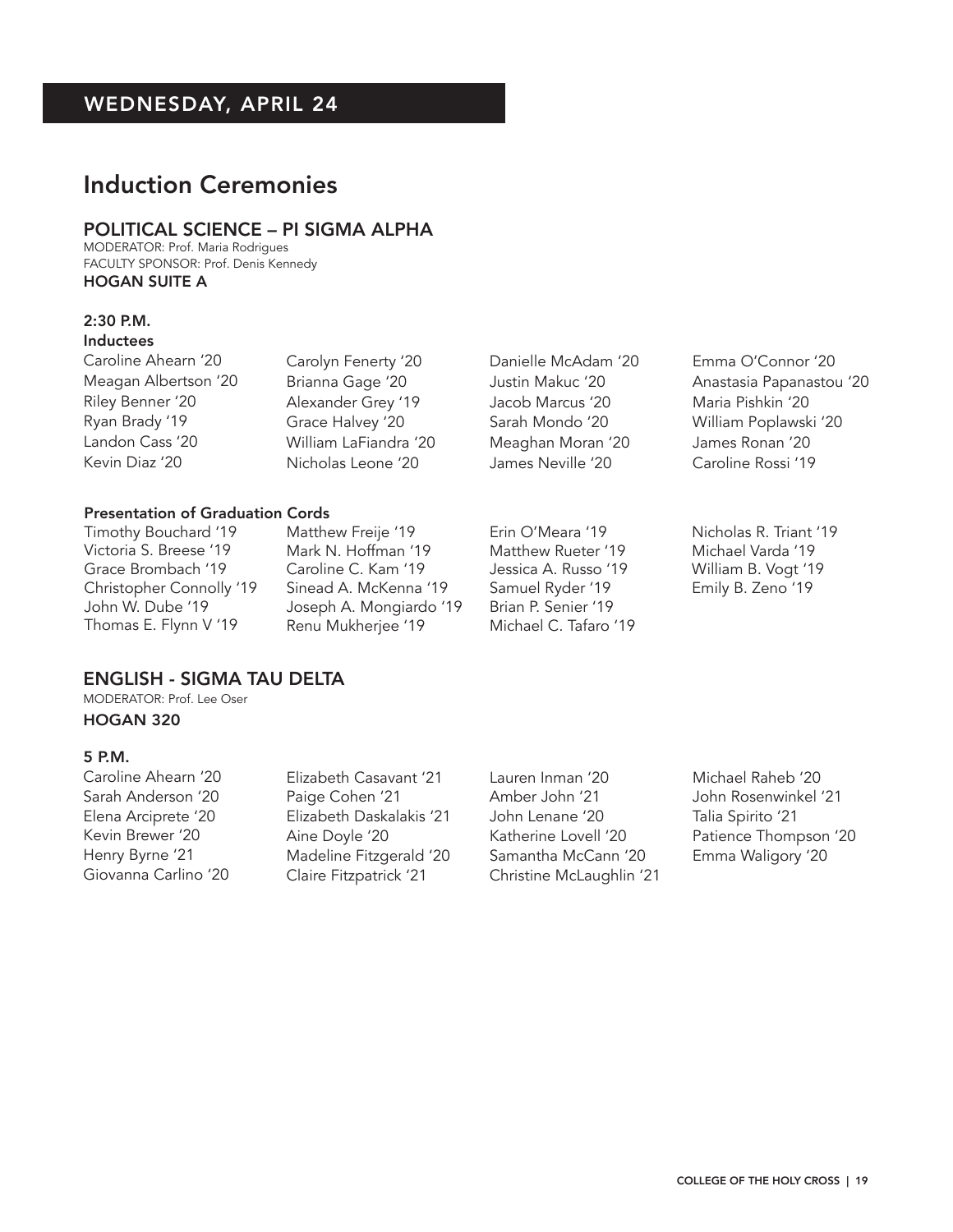## WEDNESDAY, APRIL 24

# Induction Ceremonies

### POLITICAL SCIENCE – PI SIGMA ALPHA

MODERATOR: Prof. Maria Rodrigues
FACULTY SPONSOR: Prof. Denis Kennedy
**HOGAN SUITE A**

**2:30 P.M.**

**Inductees**

Caroline Ahearn '20
Meagan Albertson '20
Riley Benner '20
Ryan Brady '19
Landon Cass '20
Kevin Diaz '20
Carolyn Fenerty '20
Brianna Gage '20
Alexander Grey '19
Grace Halvey '20
William LaFiandra '20
Nicholas Leone '20
Danielle McAdam '20
Justin Makuc '20
Jacob Marcus '20
Sarah Mondo '20
Meaghan Moran '20
James Neville '20
Emma O'Connor '20
Anastasia Papanastou '20
Maria Pishkin '20
William Poplawski '20
James Ronan '20
Caroline Rossi '19

**Presentation of Graduation Cords**

Timothy Bouchard '19
Victoria S. Breese '19
Grace Brombach '19
Christopher Connolly '19
John W. Dube '19
Thomas E. Flynn V '19
Matthew Freije '19
Mark N. Hoffman '19
Caroline C. Kam '19
Sinead A. McKenna '19
Joseph A. Mongiardo '19
Renu Mukherjee '19
Erin O'Meara '19
Matthew Rueter '19
Jessica A. Russo '19
Samuel Ryder '19
Brian P. Senier '19
Michael C. Tafaro '19
Nicholas R. Triant '19
Michael Varda '19
William B. Vogt '19
Emily B. Zeno '19

### ENGLISH - SIGMA TAU DELTA

MODERATOR: Prof. Lee Oser
**HOGAN 320**

**5 P.M.**

Caroline Ahearn '20
Sarah Anderson '20
Elena Arciprete '20
Kevin Brewer '20
Henry Byrne '21
Giovanna Carlino '20
Elizabeth Casavant '21
Paige Cohen '21
Elizabeth Daskalakis '21
Aine Doyle '20
Madeline Fitzgerald '20
Claire Fitzpatrick '21
Lauren Inman '20
Amber John '21
John Lenane '20
Katherine Lovell '20
Samantha McCann '20
Christine McLaughlin '21
Michael Raheb '20
John Rosenwinkel '21
Talia Spirito '21
Patience Thompson '20
Emma Waligory '20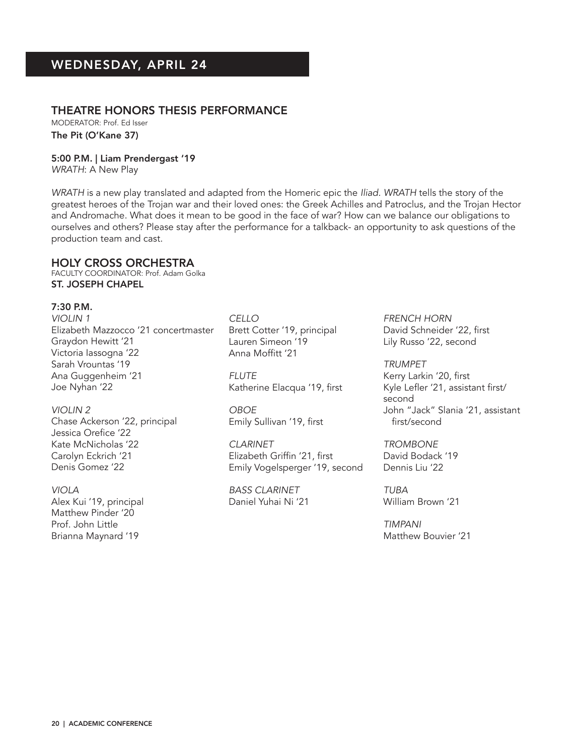## WEDNESDAY, APRIL 24

### THEATRE HONORS THESIS PERFORMANCE

MODERATOR: Prof. Ed Isser

**The Pit (O'Kane 37)**

**5:00 P.M. | Liam Prendergast '19**
*WRATH*: A New Play

*WRATH* is a new play translated and adapted from the Homeric epic the *Iliad*. *WRATH* tells the story of the greatest heroes of the Trojan war and their loved ones: the Greek Achilles and Patroclus, and the Trojan Hector and Andromache. What does it mean to be good in the face of war? How can we balance our obligations to ourselves and others? Please stay after the performance for a talkback- an opportunity to ask questions of the production team and cast.

### HOLY CROSS ORCHESTRA

FACULTY COORDINATOR: Prof. Adam Golka

**ST. JOSEPH CHAPEL**

**7:30 P.M.**

*VIOLIN 1*
Elizabeth Mazzocco '21 concertmaster
Graydon Hewitt '21
Victoria Iassogna '22
Sarah Vrountas '19
Ana Guggenheim '21
Joe Nyhan '22

*VIOLIN 2*
Chase Ackerson '22, principal
Jessica Orefice '22
Kate McNicholas '22
Carolyn Eckrich '21
Denis Gomez '22

*VIOLA*
Alex Kui '19, principal
Matthew Pinder '20
Prof. John Little
Brianna Maynard '19

*CELLO*
Brett Cotter '19, principal
Lauren Simeon '19
Anna Moffitt '21

*FLUTE*
Katherine Elacqua '19, first

*OBOE*
Emily Sullivan '19, first

*CLARINET*
Elizabeth Griffin '21, first
Emily Vogelsperger '19, second

*BASS CLARINET*
Daniel Yuhai Ni '21

*FRENCH HORN*
David Schneider '22, first
Lily Russo '22, second

*TRUMPET*
Kerry Larkin '20, first
Kyle Lefler '21, assistant first/second
John "Jack" Slania '21, assistant first/second

*TROMBONE*
David Bodack '19
Dennis Liu '22

*TUBA*
William Brown '21

*TIMPANI*
Matthew Bouvier '21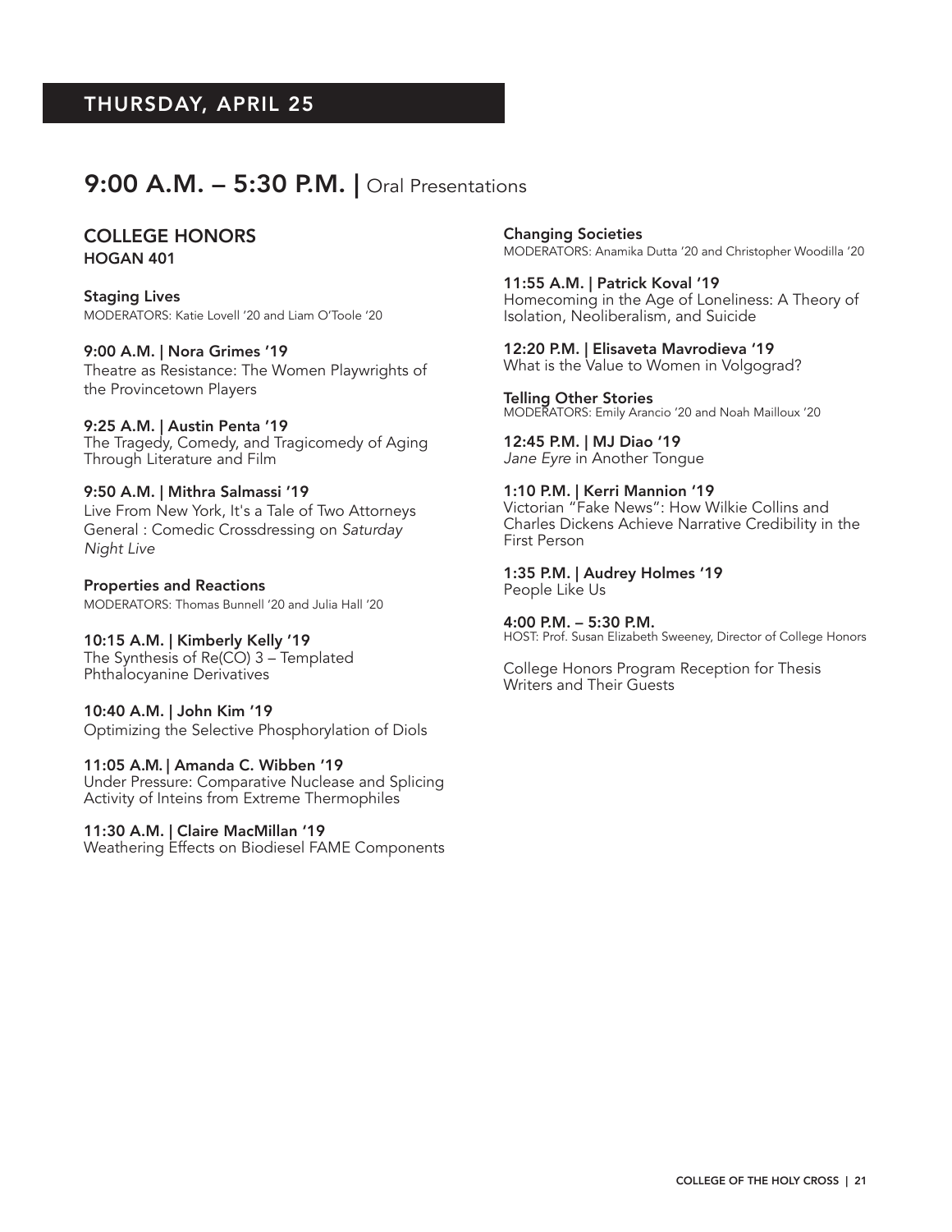## THURSDAY, APRIL 25

## 9:00 A.M. – 5:30 P.M. | Oral Presentations

### COLLEGE HONORS
**HOGAN 401**

**Staging Lives**
MODERATORS: Katie Lovell '20 and Liam O'Toole '20

**9:00 A.M. | Nora Grimes '19**
Theatre as Resistance: The Women Playwrights of the Provincetown Players

**9:25 A.M. | Austin Penta '19**
The Tragedy, Comedy, and Tragicomedy of Aging Through Literature and Film

**9:50 A.M. | Mithra Salmassi '19**
Live From New York, It's a Tale of Two Attorneys General : Comedic Crossdressing on *Saturday Night Live*

**Properties and Reactions**
MODERATORS: Thomas Bunnell '20 and Julia Hall '20

**10:15 A.M. | Kimberly Kelly '19**
The Synthesis of Re(CO) 3 – Templated Phthalocyanine Derivatives

**10:40 A.M. | John Kim '19**
Optimizing the Selective Phosphorylation of Diols

**11:05 A.M. | Amanda C. Wibben '19**
Under Pressure: Comparative Nuclease and Splicing Activity of Inteins from Extreme Thermophiles

**11:30 A.M. | Claire MacMillan '19**
Weathering Effects on Biodiesel FAME Components

**Changing Societies**
MODERATORS: Anamika Dutta '20 and Christopher Woodilla '20

**11:55 A.M. | Patrick Koval '19**
Homecoming in the Age of Loneliness: A Theory of Isolation, Neoliberalism, and Suicide

**12:20 P.M. | Elisaveta Mavrodieva '19**
What is the Value to Women in Volgograd?

**Telling Other Stories**
MODERATORS: Emily Arancio '20 and Noah Mailloux '20

**12:45 P.M. | MJ Diao '19**
*Jane Eyre* in Another Tongue

**1:10 P.M. | Kerri Mannion '19**
Victorian "Fake News": How Wilkie Collins and Charles Dickens Achieve Narrative Credibility in the First Person

**1:35 P.M. | Audrey Holmes '19**
People Like Us

**4:00 P.M. – 5:30 P.M.**
HOST: Prof. Susan Elizabeth Sweeney, Director of College Honors

College Honors Program Reception for Thesis Writers and Their Guests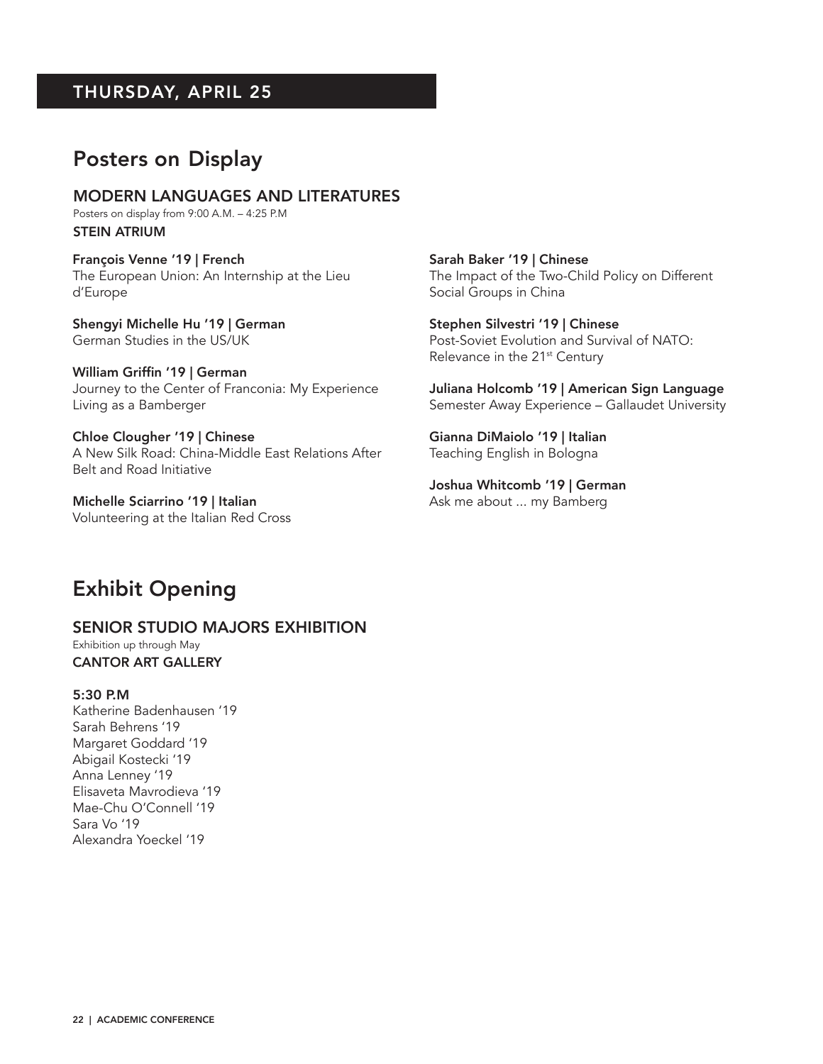## THURSDAY, APRIL 25

# Posters on Display

### MODERN LANGUAGES AND LITERATURES

Posters on display from 9:00 A.M. – 4:25 P.M

**STEIN ATRIUM**

**François Venne '19 | French**
The European Union: An Internship at the Lieu d'Europe

**Shengyi Michelle Hu '19 | German**
German Studies in the US/UK

**William Griffin '19 | German**
Journey to the Center of Franconia: My Experience Living as a Bamberger

**Chloe Clougher '19 | Chinese**
A New Silk Road: China-Middle East Relations After Belt and Road Initiative

**Michelle Sciarrino '19 | Italian**
Volunteering at the Italian Red Cross

**Sarah Baker '19 | Chinese**
The Impact of the Two-Child Policy on Different Social Groups in China

**Stephen Silvestri '19 | Chinese**
Post-Soviet Evolution and Survival of NATO: Relevance in the 21st Century

**Juliana Holcomb '19 | American Sign Language**
Semester Away Experience – Gallaudet University

**Gianna DiMaiolo '19 | Italian**
Teaching English in Bologna

**Joshua Whitcomb '19 | German**
Ask me about ... my Bamberg

# Exhibit Opening

### SENIOR STUDIO MAJORS EXHIBITION

Exhibition up through May

**CANTOR ART GALLERY**

**5:30 P.M**

Katherine Badenhausen '19
Sarah Behrens '19
Margaret Goddard '19
Abigail Kostecki '19
Anna Lenney '19
Elisaveta Mavrodieva '19
Mae-Chu O'Connell '19
Sara Vo '19
Alexandra Yoeckel '19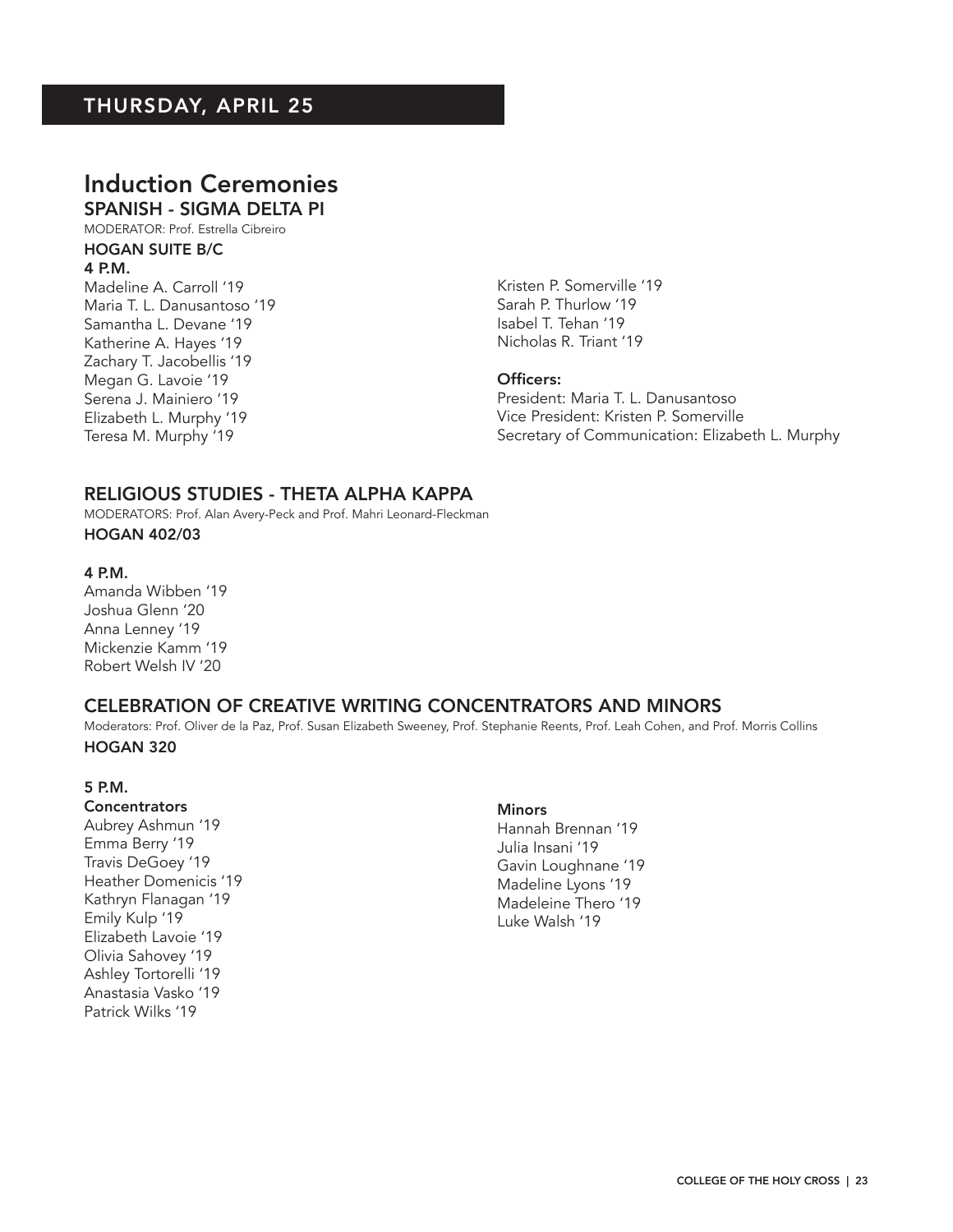## THURSDAY, APRIL 25

# Induction Ceremonies

### SPANISH - SIGMA DELTA PI

MODERATOR: Prof. Estrella Cibreiro

**HOGAN SUITE B/C**

**4 P.M.**

Madeline A. Carroll '19
Maria T. L. Danusantoso '19
Samantha L. Devane '19
Katherine A. Hayes '19
Zachary T. Jacobellis '19
Megan G. Lavoie '19
Serena J. Mainiero '19
Elizabeth L. Murphy '19
Teresa M. Murphy '19
Kristen P. Somerville '19
Sarah P. Thurlow '19
Isabel T. Tehan '19
Nicholas R. Triant '19

**Officers:**
President: Maria T. L. Danusantoso
Vice President: Kristen P. Somerville
Secretary of Communication: Elizabeth L. Murphy

### RELIGIOUS STUDIES - THETA ALPHA KAPPA

MODERATORS: Prof. Alan Avery-Peck and Prof. Mahri Leonard-Fleckman

**HOGAN 402/03**

**4 P.M.**

Amanda Wibben '19
Joshua Glenn '20
Anna Lenney '19
Mickenzie Kamm '19
Robert Welsh IV '20

### CELEBRATION OF CREATIVE WRITING CONCENTRATORS AND MINORS

Moderators: Prof. Oliver de la Paz, Prof. Susan Elizabeth Sweeney, Prof. Stephanie Reents, Prof. Leah Cohen, and Prof. Morris Collins

**HOGAN 320**

**5 P.M.**

**Concentrators**
Aubrey Ashmun '19
Emma Berry '19
Travis DeGoey '19
Heather Domenicis '19
Kathryn Flanagan '19
Emily Kulp '19
Elizabeth Lavoie '19
Olivia Sahovey '19
Ashley Tortorelli '19
Anastasia Vasko '19
Patrick Wilks '19

**Minors**
Hannah Brennan '19
Julia Insani '19
Gavin Loughnane '19
Madeline Lyons '19
Madeleine Thero '19
Luke Walsh '19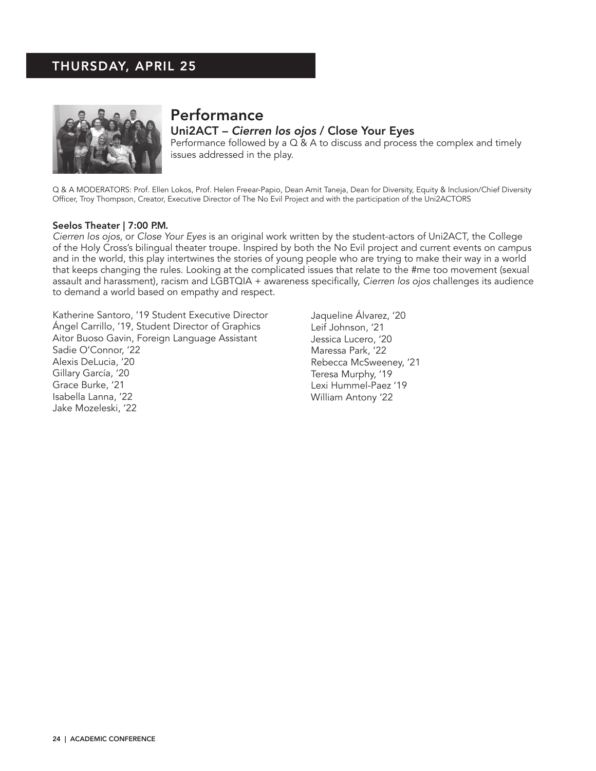## THURSDAY, APRIL 25

# Performance

### Uni2ACT – *Cierren los ojos* / Close Your Eyes

Performance followed by a Q & A to discuss and process the complex and timely issues addressed in the play.

Q & A MODERATORS: Prof. Ellen Lokos, Prof. Helen Freear-Papio, Dean Amit Taneja, Dean for Diversity, Equity & Inclusion/Chief Diversity Officer, Troy Thompson, Creator, Executive Director of The No Evil Project and with the participation of the Uni2ACTORS

**Seelos Theater | 7:00 P.M.**

*Cierren los ojos*, or *Close Your Eyes* is an original work written by the student-actors of Uni2ACT, the College of the Holy Cross's bilingual theater troupe. Inspired by both the No Evil project and current events on campus and in the world, this play intertwines the stories of young people who are trying to make their way in a world that keeps changing the rules. Looking at the complicated issues that relate to the #me too movement (sexual assault and harassment), racism and LGBTQIA + awareness specifically, *Cierren los ojos* challenges its audience to demand a world based on empathy and respect.

Katherine Santoro, '19 Student Executive Director
Ángel Carrillo, '19, Student Director of Graphics
Aitor Buoso Gavin, Foreign Language Assistant
Sadie O'Connor, '22
Alexis DeLucia, '20
Gillary García, '20
Grace Burke, '21
Isabella Lanna, '22
Jake Mozeleski, '22
Jaqueline Álvarez, '20
Leif Johnson, '21
Jessica Lucero, '20
Maressa Park, '22
Rebecca McSweeney, '21
Teresa Murphy, '19
Lexi Hummel-Paez '19
William Antony '22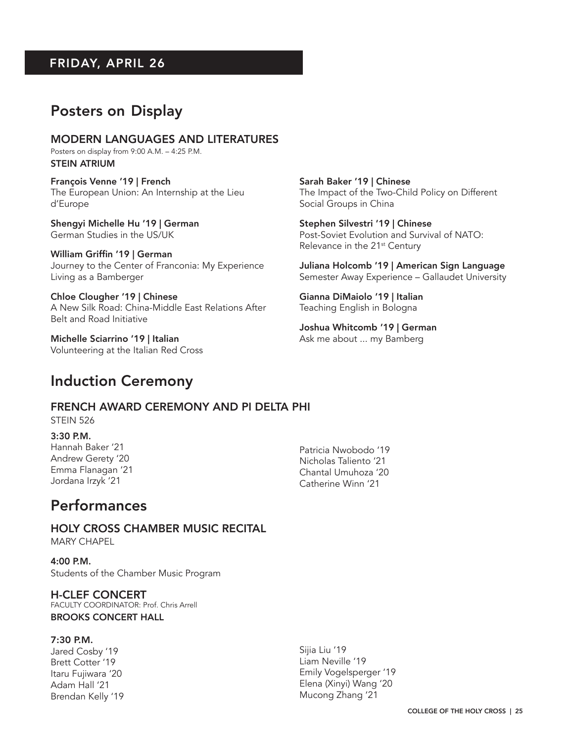## FRIDAY, APRIL 26

# Posters on Display

### MODERN LANGUAGES AND LITERATURES

Posters on display from 9:00 A.M. – 4:25 P.M.

**STEIN ATRIUM**

**François Venne '19 | French**
The European Union: An Internship at the Lieu d'Europe

**Shengyi Michelle Hu '19 | German**
German Studies in the US/UK

**William Griffin '19 | German**
Journey to the Center of Franconia: My Experience Living as a Bamberger

**Chloe Clougher '19 | Chinese**
A New Silk Road: China-Middle East Relations After Belt and Road Initiative

**Michelle Sciarrino '19 | Italian**
Volunteering at the Italian Red Cross

**Sarah Baker '19 | Chinese**
The Impact of the Two-Child Policy on Different Social Groups in China

**Stephen Silvestri '19 | Chinese**
Post-Soviet Evolution and Survival of NATO: Relevance in the 21st Century

**Juliana Holcomb '19 | American Sign Language**
Semester Away Experience – Gallaudet University

**Gianna DiMaiolo '19 | Italian**
Teaching English in Bologna

**Joshua Whitcomb '19 | German**
Ask me about ... my Bamberg

# Induction Ceremony

### FRENCH AWARD CEREMONY AND PI DELTA PHI

STEIN 526

**3:30 P.M.**

Hannah Baker '21
Andrew Gerety '20
Emma Flanagan '21
Jordana Irzyk '21
Patricia Nwobodo '19
Nicholas Taliento '21
Chantal Umuhoza '20
Catherine Winn '21

# Performances

### HOLY CROSS CHAMBER MUSIC RECITAL

MARY CHAPEL

**4:00 P.M.**
Students of the Chamber Music Program

### H-CLEF CONCERT

FACULTY COORDINATOR: Prof. Chris Arrell

**BROOKS CONCERT HALL**

**7:30 P.M.**

Jared Cosby '19
Brett Cotter '19
Itaru Fujiwara '20
Adam Hall '21
Brendan Kelly '19
Sijia Liu '19
Liam Neville '19
Emily Vogelsperger '19
Elena (Xinyi) Wang '20
Mucong Zhang '21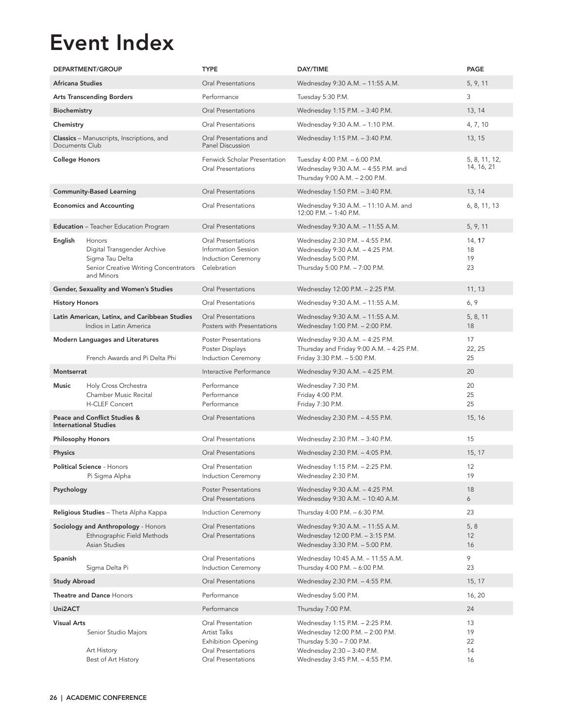# Event Index

| DEPARTMENT/GROUP | TYPE | DAY/TIME | PAGE |
|---|---|---|---|
| **Africana Studies** | Oral Presentations | Wednesday 9:30 A.M. – 11:55 A.M. | 5, 9, 11 |
| **Arts Transcending Borders** | Performance | Tuesday 5:30 P.M. | 3 |
| **Biochemistry** | Oral Presentations | Wednesday 1:15 P.M. – 3:40 P.M. | 13, 14 |
| **Chemistry** | Oral Presentations | Wednesday 9:30 A.M. – 1:10 P.M. | 4, 7, 10 |
| **Classics** – Manuscripts, Inscriptions, and Documents Club | Oral Presentations and Panel Discussion | Wednesday 1:15 P.M. – 3:40 P.M. | 13, 15 |
| **College Honors** | Fenwick Scholar Presentation<br>Oral Presentations | Tuesday 4:00 P.M. – 6:00 P.M.<br>Wednesday 9:30 A.M. – 4:55 P.M. and Thursday 9:00 A.M. – 2:00 P.M. | 5, 8, 11, 12, 14, 16, 21 |
| **Community-Based Learning** | Oral Presentations | Wednesday 1:50 P.M. – 3:40 P.M. | 13, 14 |
| **Economics and Accounting** | Oral Presentations | Wednesday 9:30 A.M. – 11:10 A.M. and 12:00 P.M. – 1:40 P.M. | 6, 8, 11, 13 |
| **Education** – Teacher Education Program | Oral Presentations | Wednesday 9:30 A.M. – 11:55 A.M. | 5, 9, 11 |
| **English** Honors<br>Digital Transgender Archive<br>Sigma Tau Delta<br>Senior Creative Writing Concentrators and Minors | Oral Presentations<br>Information Session<br>Induction Ceremony<br>Celebration | Wednesday 2:30 P.M. – 4:55 P.M.<br>Wednesday 9:30 A.M. – 4:25 P.M.<br>Wednesday 5:00 P.M.<br>Thursday 5:00 P.M. – 7:00 P.M. | 14, **1**7<br>18<br>19<br>23 |
| **Gender, Sexuality and Women's Studies** | Oral Presentations | Wednesday 12:00 P.M. – 2:25 P.M. | 11, 13 |
| **History Honors** | Oral Presentations | Wednesday 9:30 A.M. – 11:55 A.M. | 6, 9 |
| **Latin American, Latinx, and Caribbean Studies**<br>Indios in Latin America | Oral Presentations<br>Posters with Presentations | Wednesday 9:30 A.M. – 11:55 A.M.<br>Wednesday 1:00 P.M. – 2:00 P.M. | 5, 8, 11<br>18 |
| **Modern Languages and Literatures**<br>French Awards and Pi Delta Phi | Poster Presentations<br>Poster Displays<br>Induction Ceremony | Wednesday 9:30 A.M. – 4:25 P.M.<br>Thursday and Friday 9:00 A.M. – 4:25 P.M.<br>Friday 3:30 P.M. – 5:00 P.M. | 17<br>22, 25<br>25 |
| **Montserrat** | Interactive Performance | Wednesday 9:30 A.M. – 4:25 P.M. | 20 |
| **Music** Holy Cross Orchestra<br>Chamber Music Recital<br>H-CLEF Concert | Performance<br>Performance<br>Performance | Wednesday 7:30 P.M.<br>Friday 4:00 P.M.<br>Friday 7:30 P.M. | 20<br>25<br>25 |
| **Peace and Conflict Studies & International Studies** | Oral Presentations | Wednesday 2:30 P.M. – 4:55 P.M. | 15, 16 |
| **Philosophy Honors** | Oral Presentations | Wednesday 2:30 P.M. – 3:40 P.M. | 15 |
| **Physics** | Oral Presentations | Wednesday 2:30 P.M. – 4:05 P.M. | 15, 17 |
| **Political Science** - Honors<br>Pi Sigma Alpha | Oral Presentation<br>Induction Ceremony | Wednesday 1:15 P.M. – 2:25 P.M.<br>Wednesday 2:30 P.M. | 12<br>19 |
| **Psychology** | Poster Presentations<br>Oral Presentations | Wednesday 9:30 A.M. – 4:25 P.M.<br>Wednesday 9:30 A.M. – 10:40 A.M. | 18<br>6 |
| **Religious Studies** – Theta Alpha Kappa | Induction Ceremony | Thursday 4:00 P.M. – 6:30 P.M. | 23 |
| **Sociology and Anthropology** - Honors<br>Ethnographic Field Methods<br>Asian Studies | Oral Presentations<br>Oral Presentations | Wednesday 9:30 A.M. – 11:55 A.M.<br>Wednesday 12:00 P.M. – 3:15 P.M.<br>Wednesday 3:30 P.M. – 5:00 P.M. | 5, 8<br>12<br>16 |
| **Spanish**<br>Sigma Delta Pi | Oral Presentations<br>Induction Ceremony | Wednesday 10:45 A.M. – 11:55 A.M.<br>Thursday 4:00 P.M. – 6:00 P.M. | 9<br>23 |
| **Study Abroad** | Oral Presentations | Wednesday 2:30 P.M. – 4:55 P.M. | 15, 17 |
| **Theatre and Dance** Honors | Performance | Wednesday 5:00 P.M. | 16, 20 |
| **Uni2ACT** | Performance | Thursday 7:00 P.M. | 24 |
| **Visual Arts**<br>Senior Studio Majors<br><br>Art History<br>Best of Art History | Oral Presentation<br>Artist Talks<br>Exhibition Opening<br>Oral Presentations<br>Oral Presentations | Wednesday 1:15 P.M. – 2:25 P.M.<br>Wednesday 12:00 P.M. – 2:00 P.M.<br>Thursday 5:30 – 7:00 P.M.<br>Wednesday 2:30 – 3:40 P.M.<br>Wednesday 3:45 P.M. – 4:55 P.M. | 13<br>19<br>22<br>14<br>16 |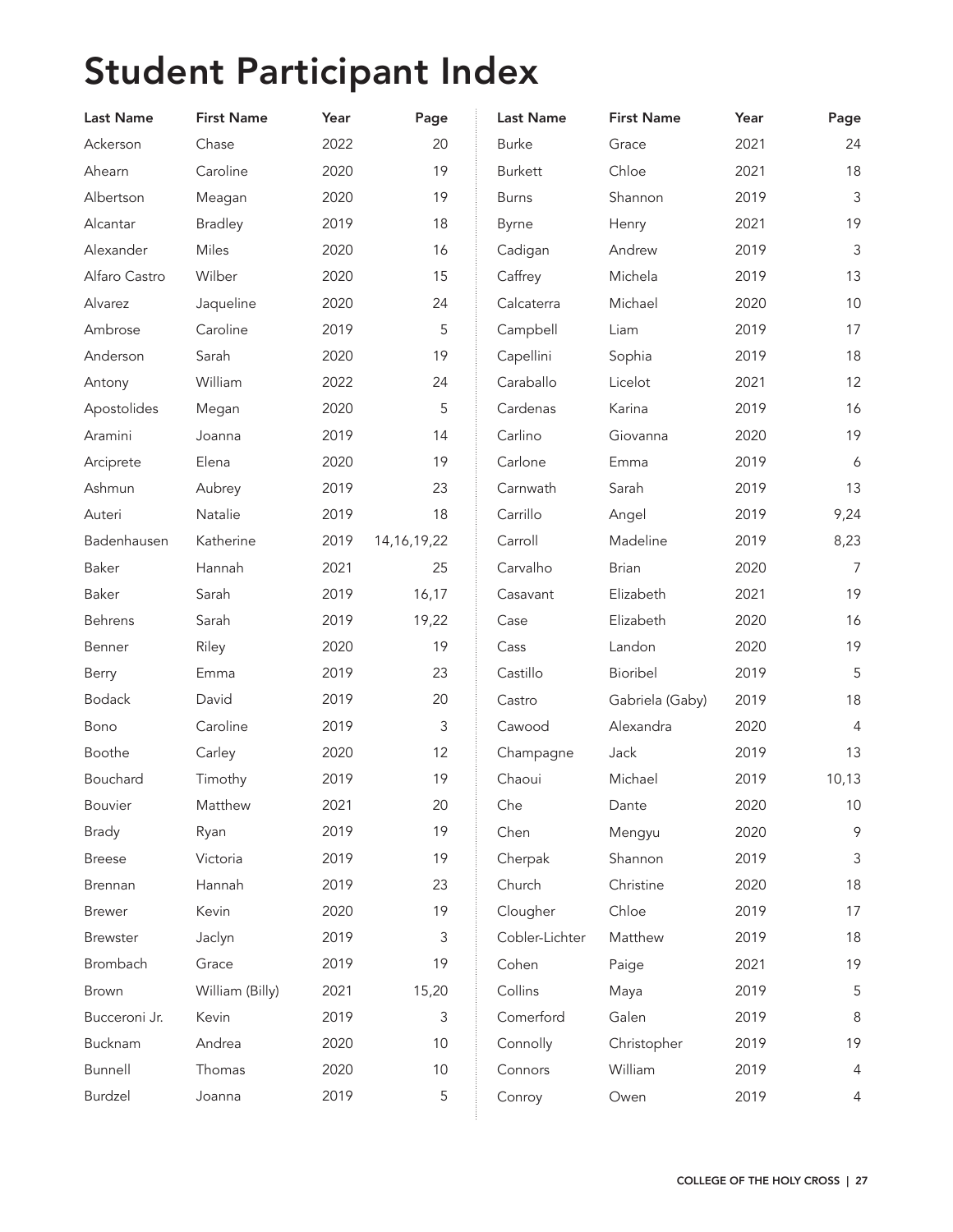# Student Participant Index

| Last Name | First Name | Year | Page |
|---|---|---|---|
| Ackerson | Chase | 2022 | 20 |
| Ahearn | Caroline | 2020 | 19 |
| Albertson | Meagan | 2020 | 19 |
| Alcantar | Bradley | 2019 | 18 |
| Alexander | Miles | 2020 | 16 |
| Alfaro Castro | Wilber | 2020 | 15 |
| Alvarez | Jaqueline | 2020 | 24 |
| Ambrose | Caroline | 2019 | 5 |
| Anderson | Sarah | 2020 | 19 |
| Antony | William | 2022 | 24 |
| Apostolides | Megan | 2020 | 5 |
| Aramini | Joanna | 2019 | 14 |
| Arciprete | Elena | 2020 | 19 |
| Ashmun | Aubrey | 2019 | 23 |
| Auteri | Natalie | 2019 | 18 |
| Badenhausen | Katherine | 2019 | 14,16,19,22 |
| Baker | Hannah | 2021 | 25 |
| Baker | Sarah | 2019 | 16,17 |
| Behrens | Sarah | 2019 | 19,22 |
| Benner | Riley | 2020 | 19 |
| Berry | Emma | 2019 | 23 |
| Bodack | David | 2019 | 20 |
| Bono | Caroline | 2019 | 3 |
| Boothe | Carley | 2020 | 12 |
| Bouchard | Timothy | 2019 | 19 |
| Bouvier | Matthew | 2021 | 20 |
| Brady | Ryan | 2019 | 19 |
| Breese | Victoria | 2019 | 19 |
| Brennan | Hannah | 2019 | 23 |
| Brewer | Kevin | 2020 | 19 |
| Brewster | Jaclyn | 2019 | 3 |
| Brombach | Grace | 2019 | 19 |
| Brown | William (Billy) | 2021 | 15,20 |
| Bucceroni Jr. | Kevin | 2019 | 3 |
| Bucknam | Andrea | 2020 | 10 |
| Bunnell | Thomas | 2020 | 10 |
| Burdzel | Joanna | 2019 | 5 |
| Burke | Grace | 2021 | 24 |
| Burkett | Chloe | 2021 | 18 |
| Burns | Shannon | 2019 | 3 |
| Byrne | Henry | 2021 | 19 |
| Cadigan | Andrew | 2019 | 3 |
| Caffrey | Michela | 2019 | 13 |
| Calcaterra | Michael | 2020 | 10 |
| Campbell | Liam | 2019 | 17 |
| Capellini | Sophia | 2019 | 18 |
| Caraballo | Licelot | 2021 | 12 |
| Cardenas | Karina | 2019 | 16 |
| Carlino | Giovanna | 2020 | 19 |
| Carlone | Emma | 2019 | 6 |
| Carnwath | Sarah | 2019 | 13 |
| Carrillo | Angel | 2019 | 9,24 |
| Carroll | Madeline | 2019 | 8,23 |
| Carvalho | Brian | 2020 | 7 |
| Casavant | Elizabeth | 2021 | 19 |
| Case | Elizabeth | 2020 | 16 |
| Cass | Landon | 2020 | 19 |
| Castillo | Bioribel | 2019 | 5 |
| Castro | Gabriela (Gaby) | 2019 | 18 |
| Cawood | Alexandra | 2020 | 4 |
| Champagne | Jack | 2019 | 13 |
| Chaoui | Michael | 2019 | 10,13 |
| Che | Dante | 2020 | 10 |
| Chen | Mengyu | 2020 | 9 |
| Cherpak | Shannon | 2019 | 3 |
| Church | Christine | 2020 | 18 |
| Clougher | Chloe | 2019 | 17 |
| Cobler-Lichter | Matthew | 2019 | 18 |
| Cohen | Paige | 2021 | 19 |
| Collins | Maya | 2019 | 5 |
| Comerford | Galen | 2019 | 8 |
| Connolly | Christopher | 2019 | 19 |
| Connors | William | 2019 | 4 |
| Conroy | Owen | 2019 | 4 |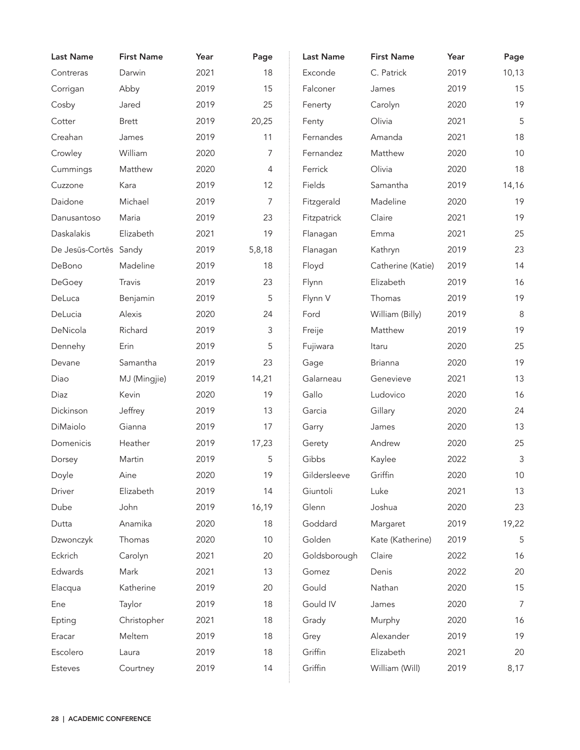| Last Name | First Name | Year | Page |
|---|---|---|---|
| Contreras | Darwin | 2021 | 18 |
| Corrigan | Abby | 2019 | 15 |
| Cosby | Jared | 2019 | 25 |
| Cotter | Brett | 2019 | 20,25 |
| Creahan | James | 2019 | 11 |
| Crowley | William | 2020 | 7 |
| Cummings | Matthew | 2020 | 4 |
| Cuzzone | Kara | 2019 | 12 |
| Daidone | Michael | 2019 | 7 |
| Danusantoso | Maria | 2019 | 23 |
| Daskalakis | Elizabeth | 2021 | 19 |
| De Jesūs-Cortēs | Sandy | 2019 | 5,8,18 |
| DeBono | Madeline | 2019 | 18 |
| DeGoey | Travis | 2019 | 23 |
| DeLuca | Benjamin | 2019 | 5 |
| DeLucia | Alexis | 2020 | 24 |
| DeNicola | Richard | 2019 | 3 |
| Dennehy | Erin | 2019 | 5 |
| Devane | Samantha | 2019 | 23 |
| Diao | MJ (Mingjie) | 2019 | 14,21 |
| Diaz | Kevin | 2020 | 19 |
| Dickinson | Jeffrey | 2019 | 13 |
| DiMaiolo | Gianna | 2019 | 17 |
| Domenicis | Heather | 2019 | 17,23 |
| Dorsey | Martin | 2019 | 5 |
| Doyle | Aine | 2020 | 19 |
| Driver | Elizabeth | 2019 | 14 |
| Dube | John | 2019 | 16,19 |
| Dutta | Anamika | 2020 | 18 |
| Dzwonczyk | Thomas | 2020 | 10 |
| Eckrich | Carolyn | 2021 | 20 |
| Edwards | Mark | 2021 | 13 |
| Elacqua | Katherine | 2019 | 20 |
| Ene | Taylor | 2019 | 18 |
| Epting | Christopher | 2021 | 18 |
| Eracar | Meltem | 2019 | 18 |
| Escolero | Laura | 2019 | 18 |
| Esteves | Courtney | 2019 | 14 |
| Exconde | C. Patrick | 2019 | 10,13 |
| Falconer | James | 2019 | 15 |
| Fenerty | Carolyn | 2020 | 19 |
| Fenty | Olivia | 2021 | 5 |
| Fernandes | Amanda | 2021 | 18 |
| Fernandez | Matthew | 2020 | 10 |
| Ferrick | Olivia | 2020 | 18 |
| Fields | Samantha | 2019 | 14,16 |
| Fitzgerald | Madeline | 2020 | 19 |
| Fitzpatrick | Claire | 2021 | 19 |
| Flanagan | Emma | 2021 | 25 |
| Flanagan | Kathryn | 2019 | 23 |
| Floyd | Catherine (Katie) | 2019 | 14 |
| Flynn | Elizabeth | 2019 | 16 |
| Flynn V | Thomas | 2019 | 19 |
| Ford | William (Billy) | 2019 | 8 |
| Freije | Matthew | 2019 | 19 |
| Fujiwara | Itaru | 2020 | 25 |
| Gage | Brianna | 2020 | 19 |
| Galarneau | Genevieve | 2021 | 13 |
| Gallo | Ludovico | 2020 | 16 |
| Garcia | Gillary | 2020 | 24 |
| Garry | James | 2020 | 13 |
| Gerety | Andrew | 2020 | 25 |
| Gibbs | Kaylee | 2022 | 3 |
| Gildersleeve | Griffin | 2020 | 10 |
| Giuntoli | Luke | 2021 | 13 |
| Glenn | Joshua | 2020 | 23 |
| Goddard | Margaret | 2019 | 19,22 |
| Golden | Kate (Katherine) | 2019 | 5 |
| Goldsborough | Claire | 2022 | 16 |
| Gomez | Denis | 2022 | 20 |
| Gould | Nathan | 2020 | 15 |
| Gould IV | James | 2020 | 7 |
| Grady | Murphy | 2020 | 16 |
| Grey | Alexander | 2019 | 19 |
| Griffin | Elizabeth | 2021 | 20 |
| Griffin | William (Will) | 2019 | 8,17 |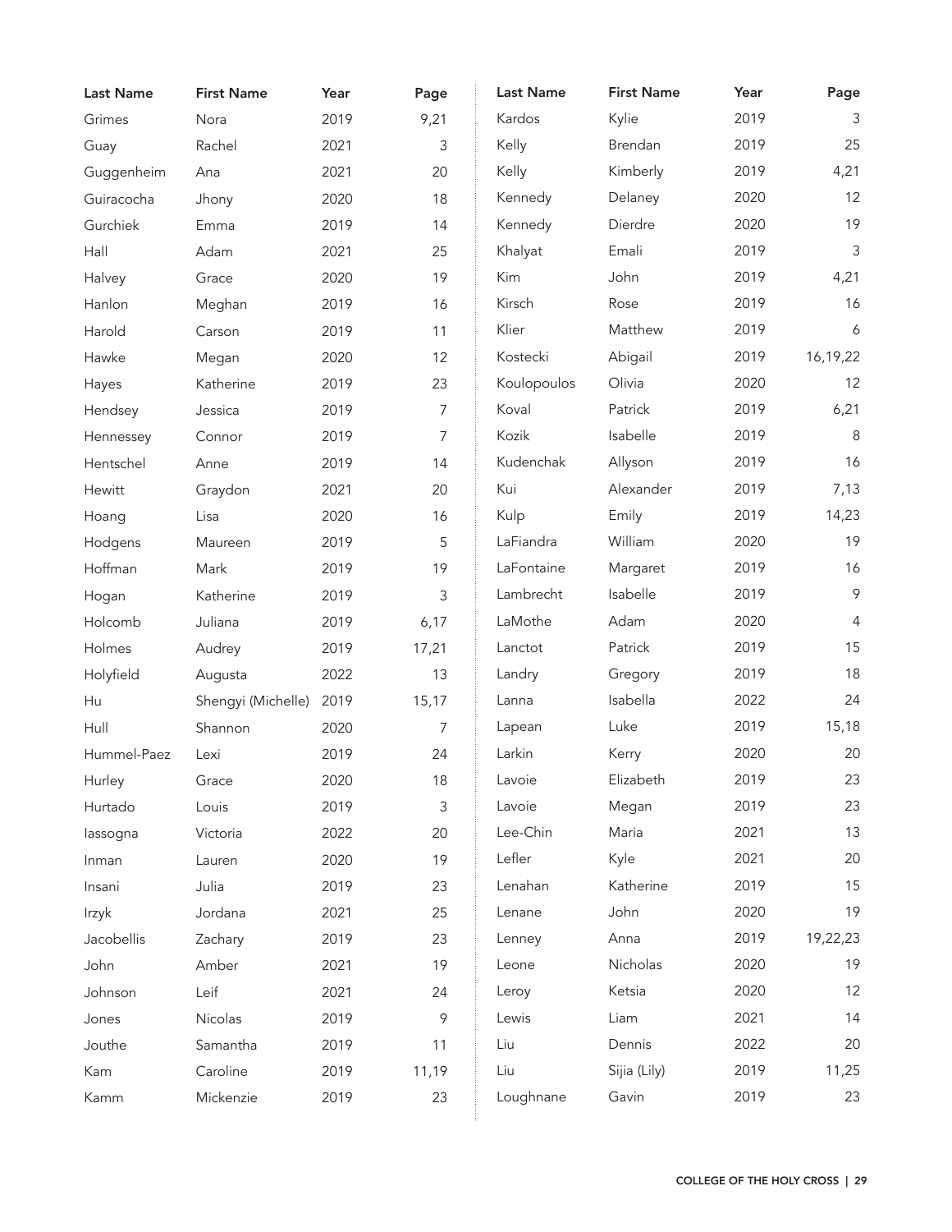| Last Name | First Name | Year | Page |
|---|---|---|---|
| Grimes | Nora | 2019 | 9,21 |
| Guay | Rachel | 2021 | 3 |
| Guggenheim | Ana | 2021 | 20 |
| Guiracocha | Jhony | 2020 | 18 |
| Gurchiek | Emma | 2019 | 14 |
| Hall | Adam | 2021 | 25 |
| Halvey | Grace | 2020 | 19 |
| Hanlon | Meghan | 2019 | 16 |
| Harold | Carson | 2019 | 11 |
| Hawke | Megan | 2020 | 12 |
| Hayes | Katherine | 2019 | 23 |
| Hendsey | Jessica | 2019 | 7 |
| Hennessey | Connor | 2019 | 7 |
| Hentschel | Anne | 2019 | 14 |
| Hewitt | Graydon | 2021 | 20 |
| Hoang | Lisa | 2020 | 16 |
| Hodgens | Maureen | 2019 | 5 |
| Hoffman | Mark | 2019 | 19 |
| Hogan | Katherine | 2019 | 3 |
| Holcomb | Juliana | 2019 | 6,17 |
| Holmes | Audrey | 2019 | 17,21 |
| Holyfield | Augusta | 2022 | 13 |
| Hu | Shengyi (Michelle) | 2019 | 15,17 |
| Hull | Shannon | 2020 | 7 |
| Hummel-Paez | Lexi | 2019 | 24 |
| Hurley | Grace | 2020 | 18 |
| Hurtado | Louis | 2019 | 3 |
| Iassogna | Victoria | 2022 | 20 |
| Inman | Lauren | 2020 | 19 |
| Insani | Julia | 2019 | 23 |
| Irzyk | Jordana | 2021 | 25 |
| Jacobellis | Zachary | 2019 | 23 |
| John | Amber | 2021 | 19 |
| Johnson | Leif | 2021 | 24 |
| Jones | Nicolas | 2019 | 9 |
| Jouthe | Samantha | 2019 | 11 |
| Kam | Caroline | 2019 | 11,19 |
| Kamm | Mickenzie | 2019 | 23 |
| Kardos | Kylie | 2019 | 3 |
| Kelly | Brendan | 2019 | 25 |
| Kelly | Kimberly | 2019 | 4,21 |
| Kennedy | Delaney | 2020 | 12 |
| Kennedy | Dierdre | 2020 | 19 |
| Khalyat | Emali | 2019 | 3 |
| Kim | John | 2019 | 4,21 |
| Kirsch | Rose | 2019 | 16 |
| Klier | Matthew | 2019 | 6 |
| Kostecki | Abigail | 2019 | 16,19,22 |
| Koulopoulos | Olivia | 2020 | 12 |
| Koval | Patrick | 2019 | 6,21 |
| Kozik | Isabelle | 2019 | 8 |
| Kudenchak | Allyson | 2019 | 16 |
| Kui | Alexander | 2019 | 7,13 |
| Kulp | Emily | 2019 | 14,23 |
| LaFiandra | William | 2020 | 19 |
| LaFontaine | Margaret | 2019 | 16 |
| Lambrecht | Isabelle | 2019 | 9 |
| LaMothe | Adam | 2020 | 4 |
| Lanctot | Patrick | 2019 | 15 |
| Landry | Gregory | 2019 | 18 |
| Lanna | Isabella | 2022 | 24 |
| Lapean | Luke | 2019 | 15,18 |
| Larkin | Kerry | 2020 | 20 |
| Lavoie | Elizabeth | 2019 | 23 |
| Lavoie | Megan | 2019 | 23 |
| Lee-Chin | Maria | 2021 | 13 |
| Lefler | Kyle | 2021 | 20 |
| Lenahan | Katherine | 2019 | 15 |
| Lenane | John | 2020 | 19 |
| Lenney | Anna | 2019 | 19,22,23 |
| Leone | Nicholas | 2020 | 19 |
| Leroy | Ketsia | 2020 | 12 |
| Lewis | Liam | 2021 | 14 |
| Liu | Dennis | 2022 | 20 |
| Liu | Sijia (Lily) | 2019 | 11,25 |
| Loughnane | Gavin | 2019 | 23 |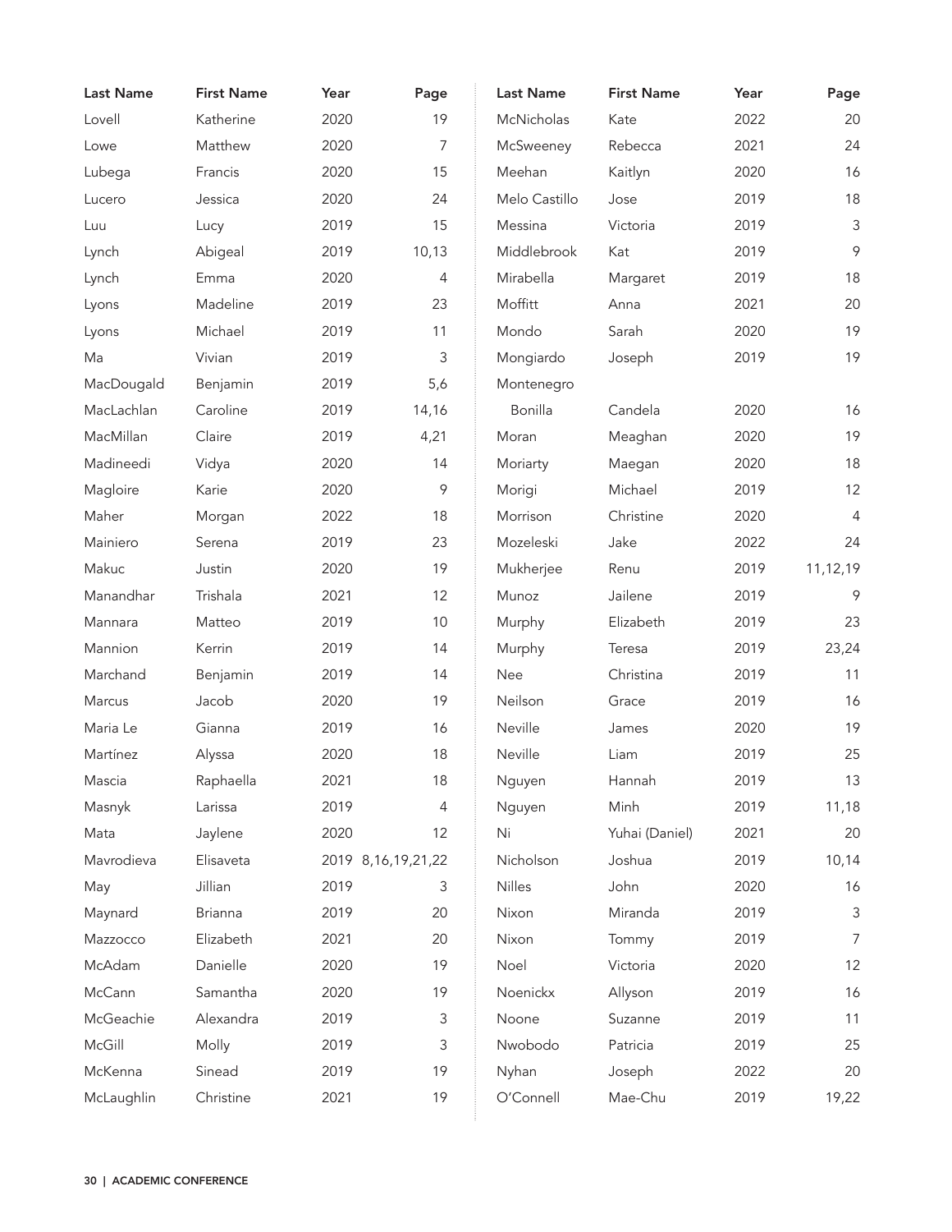| Last Name | First Name | Year | Page |
|---|---|---|---|
| Lovell | Katherine | 2020 | 19 |
| Lowe | Matthew | 2020 | 7 |
| Lubega | Francis | 2020 | 15 |
| Lucero | Jessica | 2020 | 24 |
| Luu | Lucy | 2019 | 15 |
| Lynch | Abigeal | 2019 | 10,13 |
| Lynch | Emma | 2020 | 4 |
| Lyons | Madeline | 2019 | 23 |
| Lyons | Michael | 2019 | 11 |
| Ma | Vivian | 2019 | 3 |
| MacDougald | Benjamin | 2019 | 5,6 |
| MacLachlan | Caroline | 2019 | 14,16 |
| MacMillan | Claire | 2019 | 4,21 |
| Madineedi | Vidya | 2020 | 14 |
| Magloire | Karie | 2020 | 9 |
| Maher | Morgan | 2022 | 18 |
| Mainiero | Serena | 2019 | 23 |
| Makuc | Justin | 2020 | 19 |
| Manandhar | Trishala | 2021 | 12 |
| Mannara | Matteo | 2019 | 10 |
| Mannion | Kerrin | 2019 | 14 |
| Marchand | Benjamin | 2019 | 14 |
| Marcus | Jacob | 2020 | 19 |
| Maria Le | Gianna | 2019 | 16 |
| Martínez | Alyssa | 2020 | 18 |
| Mascia | Raphaella | 2021 | 18 |
| Masnyk | Larissa | 2019 | 4 |
| Mata | Jaylene | 2020 | 12 |
| Mavrodieva | Elisaveta | 2019 | 8,16,19,21,22 |
| May | Jillian | 2019 | 3 |
| Maynard | Brianna | 2019 | 20 |
| Mazzocco | Elizabeth | 2021 | 20 |
| McAdam | Danielle | 2020 | 19 |
| McCann | Samantha | 2020 | 19 |
| McGeachie | Alexandra | 2019 | 3 |
| McGill | Molly | 2019 | 3 |
| McKenna | Sinead | 2019 | 19 |
| McLaughlin | Christine | 2021 | 19 |
| McNicholas | Kate | 2022 | 20 |
| McSweeney | Rebecca | 2021 | 24 |
| Meehan | Kaitlyn | 2020 | 16 |
| Melo Castillo | Jose | 2019 | 18 |
| Messina | Victoria | 2019 | 3 |
| Middlebrook | Kat | 2019 | 9 |
| Mirabella | Margaret | 2019 | 18 |
| Moffitt | Anna | 2021 | 20 |
| Mondo | Sarah | 2020 | 19 |
| Mongiardo | Joseph | 2019 | 19 |
| Montenegro Bonilla | Candela | 2020 | 16 |
| Moran | Meaghan | 2020 | 19 |
| Moriarty | Maegan | 2020 | 18 |
| Morigi | Michael | 2019 | 12 |
| Morrison | Christine | 2020 | 4 |
| Mozeleski | Jake | 2022 | 24 |
| Mukherjee | Renu | 2019 | 11,12,19 |
| Munoz | Jailene | 2019 | 9 |
| Murphy | Elizabeth | 2019 | 23 |
| Murphy | Teresa | 2019 | 23,24 |
| Nee | Christina | 2019 | 11 |
| Neilson | Grace | 2019 | 16 |
| Neville | James | 2020 | 19 |
| Neville | Liam | 2019 | 25 |
| Nguyen | Hannah | 2019 | 13 |
| Nguyen | Minh | 2019 | 11,18 |
| Ni | Yuhai (Daniel) | 2021 | 20 |
| Nicholson | Joshua | 2019 | 10,14 |
| Nilles | John | 2020 | 16 |
| Nixon | Miranda | 2019 | 3 |
| Nixon | Tommy | 2019 | 7 |
| Noel | Victoria | 2020 | 12 |
| Noenickx | Allyson | 2019 | 16 |
| Noone | Suzanne | 2019 | 11 |
| Nwobodo | Patricia | 2019 | 25 |
| Nyhan | Joseph | 2022 | 20 |
| O'Connell | Mae-Chu | 2019 | 19,22 |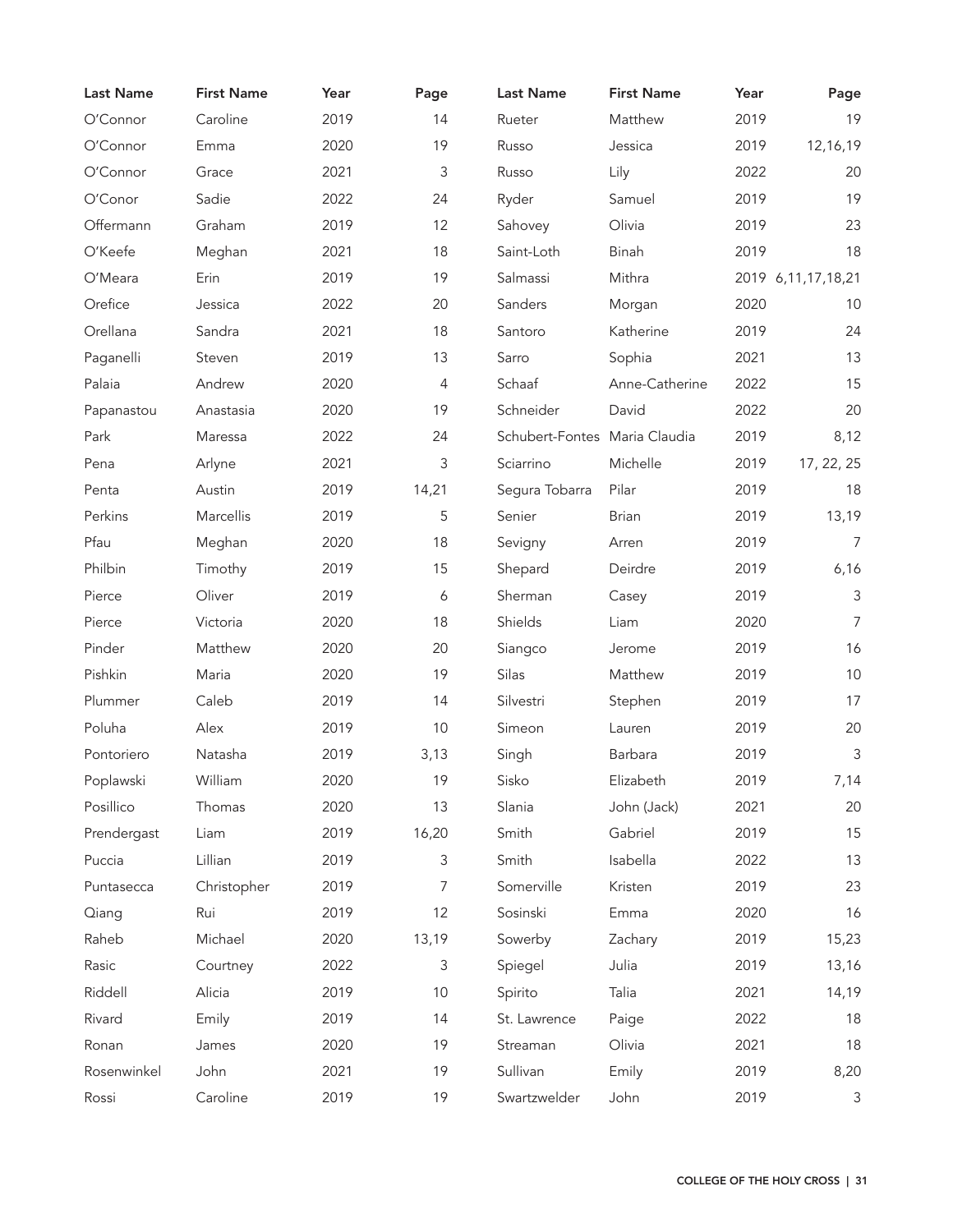| Last Name | First Name | Year | Page |
|---|---|---|---|
| O'Connor | Caroline | 2019 | 14 |
| O'Connor | Emma | 2020 | 19 |
| O'Connor | Grace | 2021 | 3 |
| O'Conor | Sadie | 2022 | 24 |
| Offermann | Graham | 2019 | 12 |
| O'Keefe | Meghan | 2021 | 18 |
| O'Meara | Erin | 2019 | 19 |
| Orefice | Jessica | 2022 | 20 |
| Orellana | Sandra | 2021 | 18 |
| Paganelli | Steven | 2019 | 13 |
| Palaia | Andrew | 2020 | 4 |
| Papanastou | Anastasia | 2020 | 19 |
| Park | Maressa | 2022 | 24 |
| Pena | Arlyne | 2021 | 3 |
| Penta | Austin | 2019 | 14,21 |
| Perkins | Marcellis | 2019 | 5 |
| Pfau | Meghan | 2020 | 18 |
| Philbin | Timothy | 2019 | 15 |
| Pierce | Oliver | 2019 | 6 |
| Pierce | Victoria | 2020 | 18 |
| Pinder | Matthew | 2020 | 20 |
| Pishkin | Maria | 2020 | 19 |
| Plummer | Caleb | 2019 | 14 |
| Poluha | Alex | 2019 | 10 |
| Pontoriero | Natasha | 2019 | 3,13 |
| Poplawski | William | 2020 | 19 |
| Posillico | Thomas | 2020 | 13 |
| Prendergast | Liam | 2019 | 16,20 |
| Puccia | Lillian | 2019 | 3 |
| Puntasecca | Christopher | 2019 | 7 |
| Qiang | Rui | 2019 | 12 |
| Raheb | Michael | 2020 | 13,19 |
| Rasic | Courtney | 2022 | 3 |
| Riddell | Alicia | 2019 | 10 |
| Rivard | Emily | 2019 | 14 |
| Ronan | James | 2020 | 19 |
| Rosenwinkel | John | 2021 | 19 |
| Rossi | Caroline | 2019 | 19 |
| Rueter | Matthew | 2019 | 19 |
| Russo | Jessica | 2019 | 12,16,19 |
| Russo | Lily | 2022 | 20 |
| Ryder | Samuel | 2019 | 19 |
| Sahovey | Olivia | 2019 | 23 |
| Saint-Loth | Binah | 2019 | 18 |
| Salmassi | Mithra | 2019 | 6,11,17,18,21 |
| Sanders | Morgan | 2020 | 10 |
| Santoro | Katherine | 2019 | 24 |
| Sarro | Sophia | 2021 | 13 |
| Schaaf | Anne-Catherine | 2022 | 15 |
| Schneider | David | 2022 | 20 |
| Schubert-Fontes | Maria Claudia | 2019 | 8,12 |
| Sciarrino | Michelle | 2019 | 17, 22, 25 |
| Segura Tobarra | Pilar | 2019 | 18 |
| Senier | Brian | 2019 | 13,19 |
| Sevigny | Arren | 2019 | 7 |
| Shepard | Deirdre | 2019 | 6,16 |
| Sherman | Casey | 2019 | 3 |
| Shields | Liam | 2020 | 7 |
| Siangco | Jerome | 2019 | 16 |
| Silas | Matthew | 2019 | 10 |
| Silvestri | Stephen | 2019 | 17 |
| Simeon | Lauren | 2019 | 20 |
| Singh | Barbara | 2019 | 3 |
| Sisko | Elizabeth | 2019 | 7,14 |
| Slania | John (Jack) | 2021 | 20 |
| Smith | Gabriel | 2019 | 15 |
| Smith | Isabella | 2022 | 13 |
| Somerville | Kristen | 2019 | 23 |
| Sosinski | Emma | 2020 | 16 |
| Sowerby | Zachary | 2019 | 15,23 |
| Spiegel | Julia | 2019 | 13,16 |
| Spirito | Talia | 2021 | 14,19 |
| St. Lawrence | Paige | 2022 | 18 |
| Streaman | Olivia | 2021 | 18 |
| Sullivan | Emily | 2019 | 8,20 |
| Swartzwelder | John | 2019 | 3 |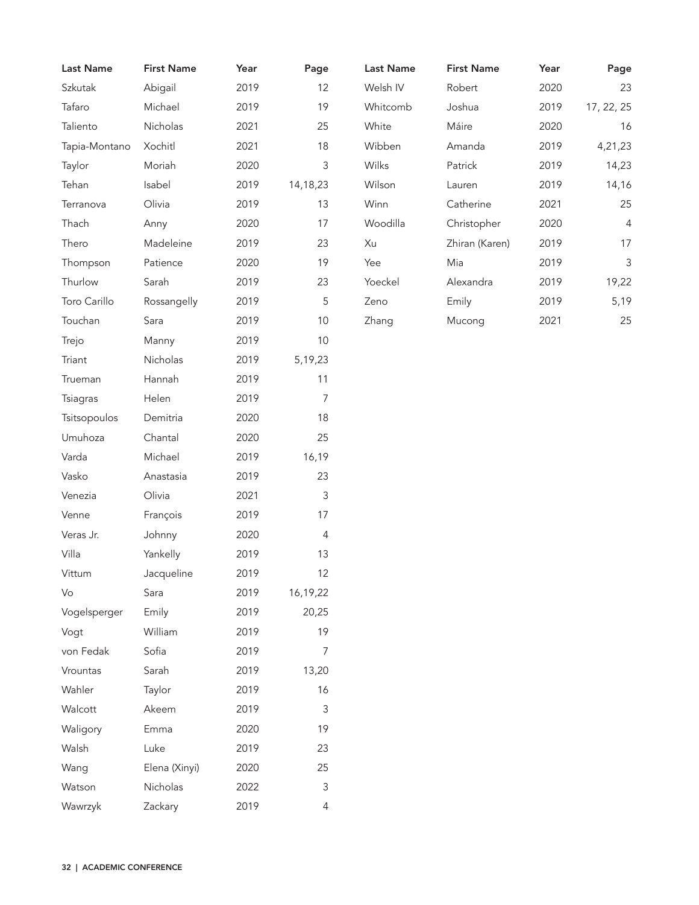| Last Name | First Name | Year | Page |
|---|---|---|---|
| Szkutak | Abigail | 2019 | 12 |
| Tafaro | Michael | 2019 | 19 |
| Taliento | Nicholas | 2021 | 25 |
| Tapia-Montano | Xochitl | 2021 | 18 |
| Taylor | Moriah | 2020 | 3 |
| Tehan | Isabel | 2019 | 14,18,23 |
| Terranova | Olivia | 2019 | 13 |
| Thach | Anny | 2020 | 17 |
| Thero | Madeleine | 2019 | 23 |
| Thompson | Patience | 2020 | 19 |
| Thurlow | Sarah | 2019 | 23 |
| Toro Carillo | Rossangelly | 2019 | 5 |
| Touchan | Sara | 2019 | 10 |
| Trejo | Manny | 2019 | 10 |
| Triant | Nicholas | 2019 | 5,19,23 |
| Trueman | Hannah | 2019 | 11 |
| Tsiagras | Helen | 2019 | 7 |
| Tsitsopoulos | Demitria | 2020 | 18 |
| Umuhoza | Chantal | 2020 | 25 |
| Varda | Michael | 2019 | 16,19 |
| Vasko | Anastasia | 2019 | 23 |
| Venezia | Olivia | 2021 | 3 |
| Venne | François | 2019 | 17 |
| Veras Jr. | Johnny | 2020 | 4 |
| Villa | Yankelly | 2019 | 13 |
| Vittum | Jacqueline | 2019 | 12 |
| Vo | Sara | 2019 | 16,19,22 |
| Vogelsperger | Emily | 2019 | 20,25 |
| Vogt | William | 2019 | 19 |
| von Fedak | Sofia | 2019 | 7 |
| Vrountas | Sarah | 2019 | 13,20 |
| Wahler | Taylor | 2019 | 16 |
| Walcott | Akeem | 2019 | 3 |
| Waligory | Emma | 2020 | 19 |
| Walsh | Luke | 2019 | 23 |
| Wang | Elena (Xinyi) | 2020 | 25 |
| Watson | Nicholas | 2022 | 3 |
| Wawrzyk | Zackary | 2019 | 4 |
| Welsh IV | Robert | 2020 | 23 |
| Whitcomb | Joshua | 2019 | 17, 22, 25 |
| White | Máire | 2020 | 16 |
| Wibben | Amanda | 2019 | 4,21,23 |
| Wilks | Patrick | 2019 | 14,23 |
| Wilson | Lauren | 2019 | 14,16 |
| Winn | Catherine | 2021 | 25 |
| Woodilla | Christopher | 2020 | 4 |
| Xu | Zhiran (Karen) | 2019 | 17 |
| Yee | Mia | 2019 | 3 |
| Yoeckel | Alexandra | 2019 | 19,22 |
| Zeno | Emily | 2019 | 5,19 |
| Zhang | Mucong | 2021 | 25 |